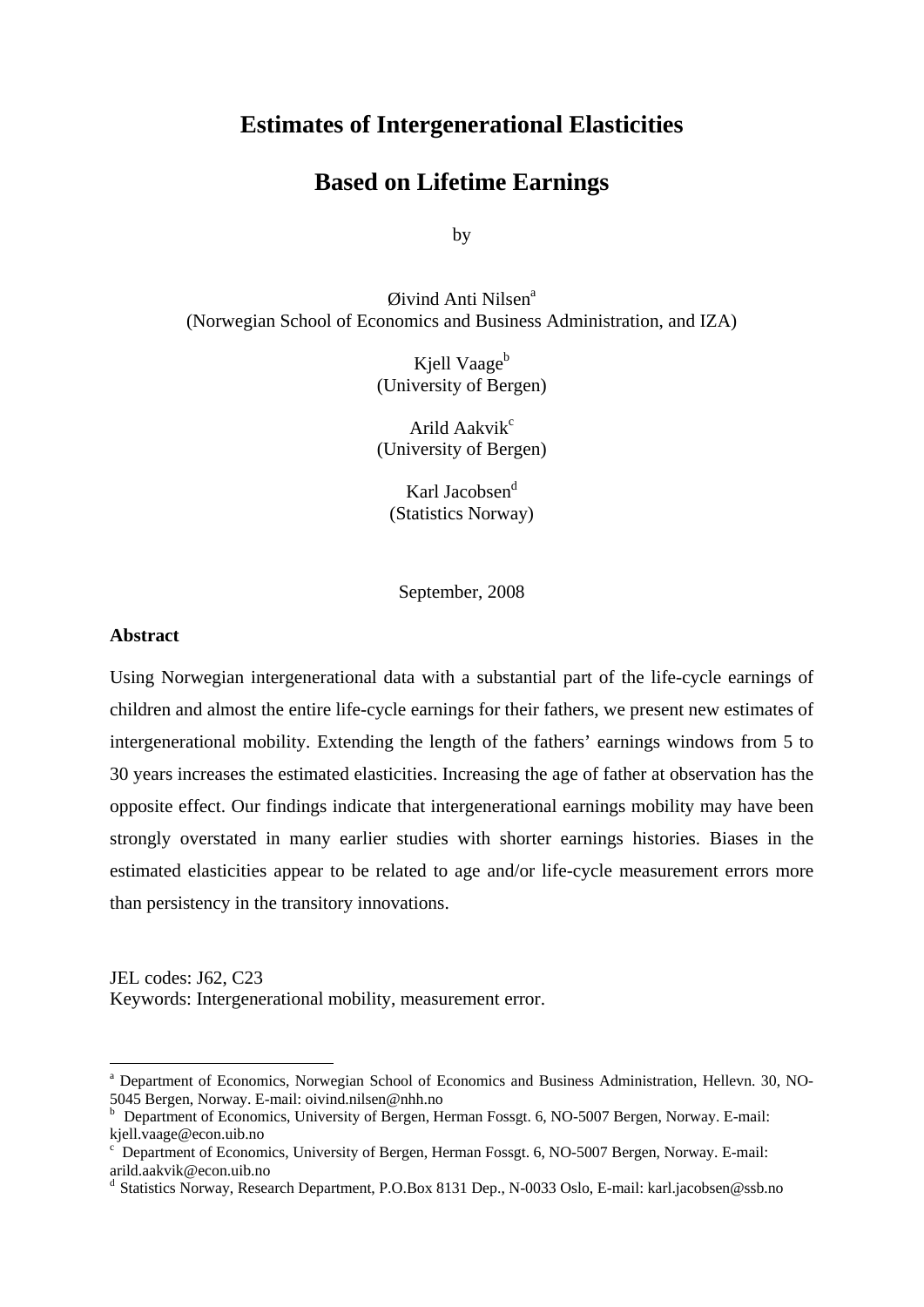# Estimates of Intergenerational Elasticities

# Based on Lifetime Earnings

by

Øivind Anti Nilsen[a]
(Norwegian School of Economics and Business Administration, and IZA)

Kjell Vaage[b]
(University of Bergen)

Arild Aakvik[c]
(University of Bergen)

Karl Jacobsen[d]
(Statistics Norway)

September, 2008

**Abstract**

Using Norwegian intergenerational data with a substantial part of the life-cycle earnings of children and almost the entire life-cycle earnings for their fathers, we present new estimates of intergenerational mobility. Extending the length of the fathers' earnings windows from 5 to 30 years increases the estimated elasticities. Increasing the age of father at observation has the opposite effect. Our findings indicate that intergenerational earnings mobility may have been strongly overstated in many earlier studies with shorter earnings histories. Biases in the estimated elasticities appear to be related to age and/or life-cycle measurement errors more than persistency in the transitory innovations.

JEL codes: J62, C23
Keywords: Intergenerational mobility, measurement error.

---

[a] Department of Economics, Norwegian School of Economics and Business Administration, Hellevn. 30, NO-5045 Bergen, Norway. E-mail: oivind.nilsen@nhh.no
[b] Department of Economics, University of Bergen, Herman Fossgt. 6, NO-5007 Bergen, Norway. E-mail: kjell.vaage@econ.uib.no
[c] Department of Economics, University of Bergen, Herman Fossgt. 6, NO-5007 Bergen, Norway. E-mail: arild.aakvik@econ.uib.no
[d] Statistics Norway, Research Department, P.O.Box 8131 Dep., N-0033 Oslo, E-mail: karl.jacobsen@ssb.no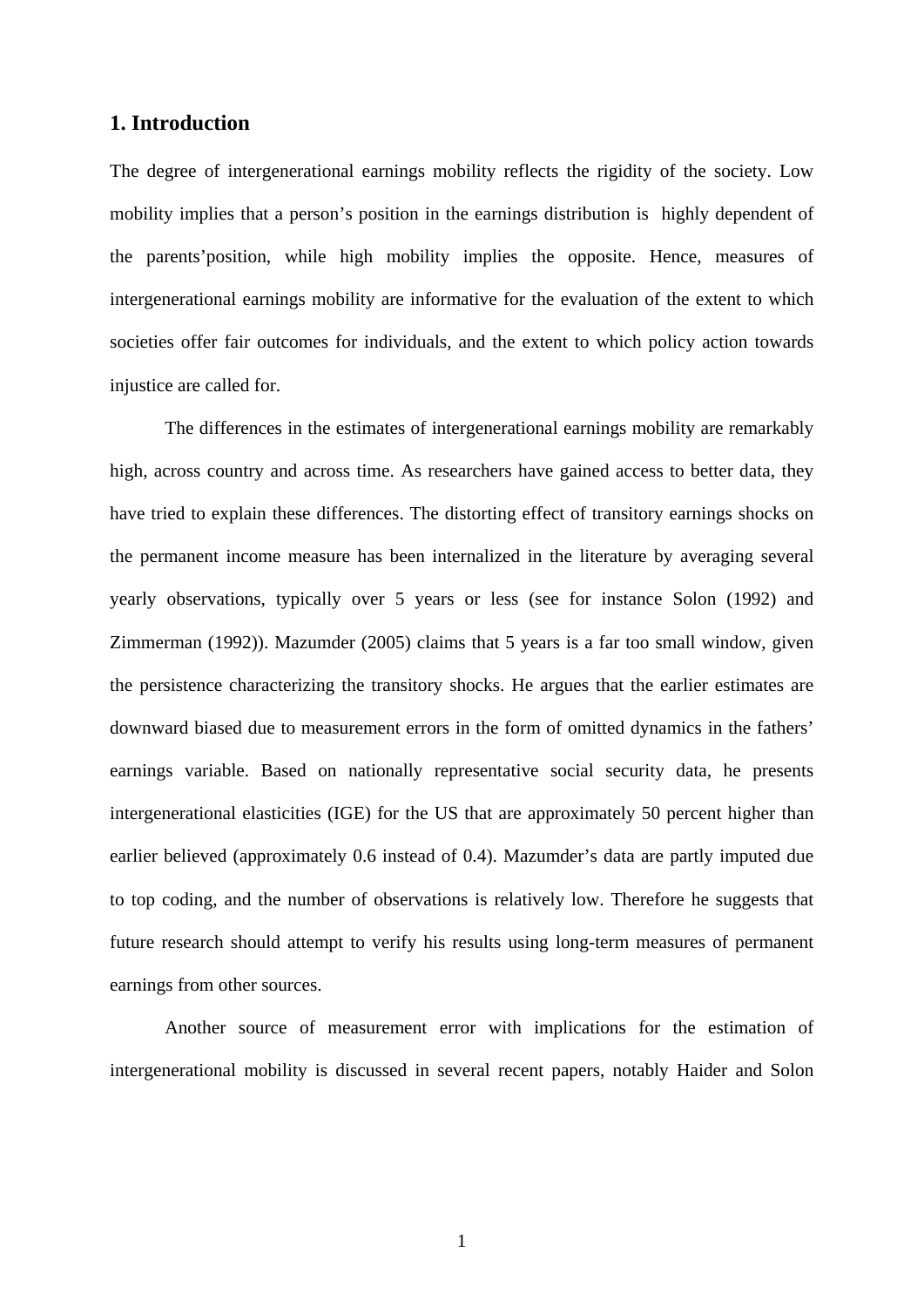## 1. Introduction

The degree of intergenerational earnings mobility reflects the rigidity of the society. Low mobility implies that a person's position in the earnings distribution is highly dependent of the parents'position, while high mobility implies the opposite. Hence, measures of intergenerational earnings mobility are informative for the evaluation of the extent to which societies offer fair outcomes for individuals, and the extent to which policy action towards injustice are called for.

The differences in the estimates of intergenerational earnings mobility are remarkably high, across country and across time. As researchers have gained access to better data, they have tried to explain these differences. The distorting effect of transitory earnings shocks on the permanent income measure has been internalized in the literature by averaging several yearly observations, typically over 5 years or less (see for instance Solon (1992) and Zimmerman (1992)). Mazumder (2005) claims that 5 years is a far too small window, given the persistence characterizing the transitory shocks. He argues that the earlier estimates are downward biased due to measurement errors in the form of omitted dynamics in the fathers' earnings variable. Based on nationally representative social security data, he presents intergenerational elasticities (IGE) for the US that are approximately 50 percent higher than earlier believed (approximately 0.6 instead of 0.4). Mazumder's data are partly imputed due to top coding, and the number of observations is relatively low. Therefore he suggests that future research should attempt to verify his results using long-term measures of permanent earnings from other sources.

Another source of measurement error with implications for the estimation of intergenerational mobility is discussed in several recent papers, notably Haider and Solon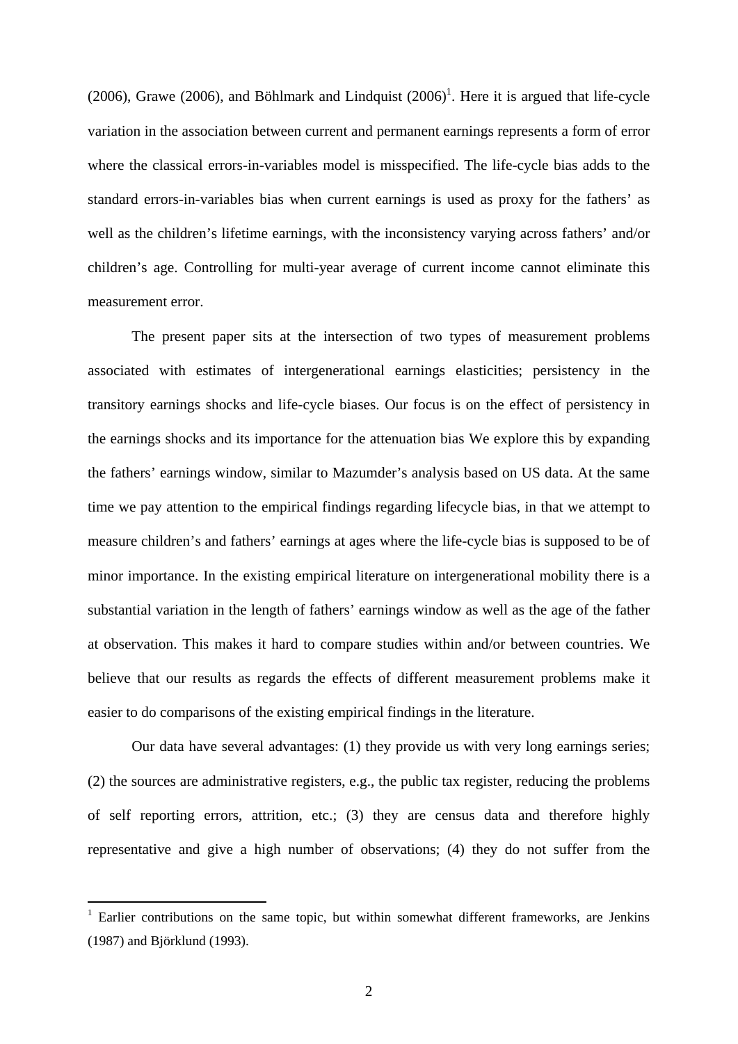(2006), Grawe (2006), and Böhlmark and Lindquist (2006)[1]. Here it is argued that life-cycle variation in the association between current and permanent earnings represents a form of error where the classical errors-in-variables model is misspecified. The life-cycle bias adds to the standard errors-in-variables bias when current earnings is used as proxy for the fathers' as well as the children's lifetime earnings, with the inconsistency varying across fathers' and/or children's age. Controlling for multi-year average of current income cannot eliminate this measurement error.

The present paper sits at the intersection of two types of measurement problems associated with estimates of intergenerational earnings elasticities; persistency in the transitory earnings shocks and life-cycle biases. Our focus is on the effect of persistency in the earnings shocks and its importance for the attenuation bias We explore this by expanding the fathers' earnings window, similar to Mazumder's analysis based on US data. At the same time we pay attention to the empirical findings regarding lifecycle bias, in that we attempt to measure children's and fathers' earnings at ages where the life-cycle bias is supposed to be of minor importance. In the existing empirical literature on intergenerational mobility there is a substantial variation in the length of fathers' earnings window as well as the age of the father at observation. This makes it hard to compare studies within and/or between countries. We believe that our results as regards the effects of different measurement problems make it easier to do comparisons of the existing empirical findings in the literature.

Our data have several advantages: (1) they provide us with very long earnings series; (2) the sources are administrative registers, e.g., the public tax register, reducing the problems of self reporting errors, attrition, etc.; (3) they are census data and therefore highly representative and give a high number of observations; (4) they do not suffer from the

[1] Earlier contributions on the same topic, but within somewhat different frameworks, are Jenkins (1987) and Björklund (1993).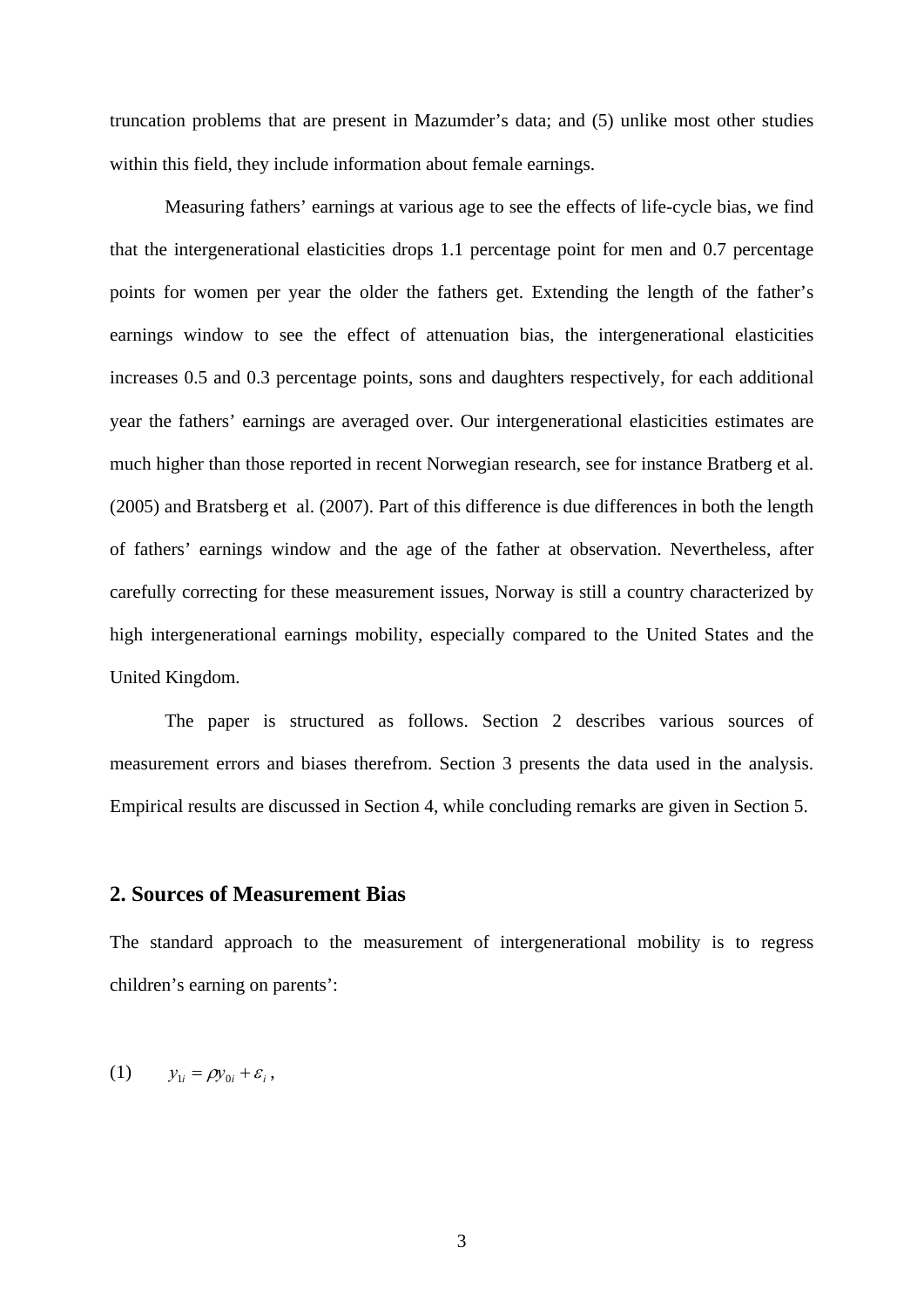truncation problems that are present in Mazumder's data; and (5) unlike most other studies within this field, they include information about female earnings.

Measuring fathers' earnings at various age to see the effects of life-cycle bias, we find that the intergenerational elasticities drops 1.1 percentage point for men and 0.7 percentage points for women per year the older the fathers get. Extending the length of the father's earnings window to see the effect of attenuation bias, the intergenerational elasticities increases 0.5 and 0.3 percentage points, sons and daughters respectively, for each additional year the fathers' earnings are averaged over. Our intergenerational elasticities estimates are much higher than those reported in recent Norwegian research, see for instance Bratberg et al. (2005) and Bratsberg et al. (2007). Part of this difference is due differences in both the length of fathers' earnings window and the age of the father at observation. Nevertheless, after carefully correcting for these measurement issues, Norway is still a country characterized by high intergenerational earnings mobility, especially compared to the United States and the United Kingdom.

The paper is structured as follows. Section 2 describes various sources of measurement errors and biases therefrom. Section 3 presents the data used in the analysis. Empirical results are discussed in Section 4, while concluding remarks are given in Section 5.

## 2. Sources of Measurement Bias

The standard approach to the measurement of intergenerational mobility is to regress children's earning on parents':

$$(1) \qquad y_{1i} = \rho y_{0i} + \varepsilon_i \, ,$$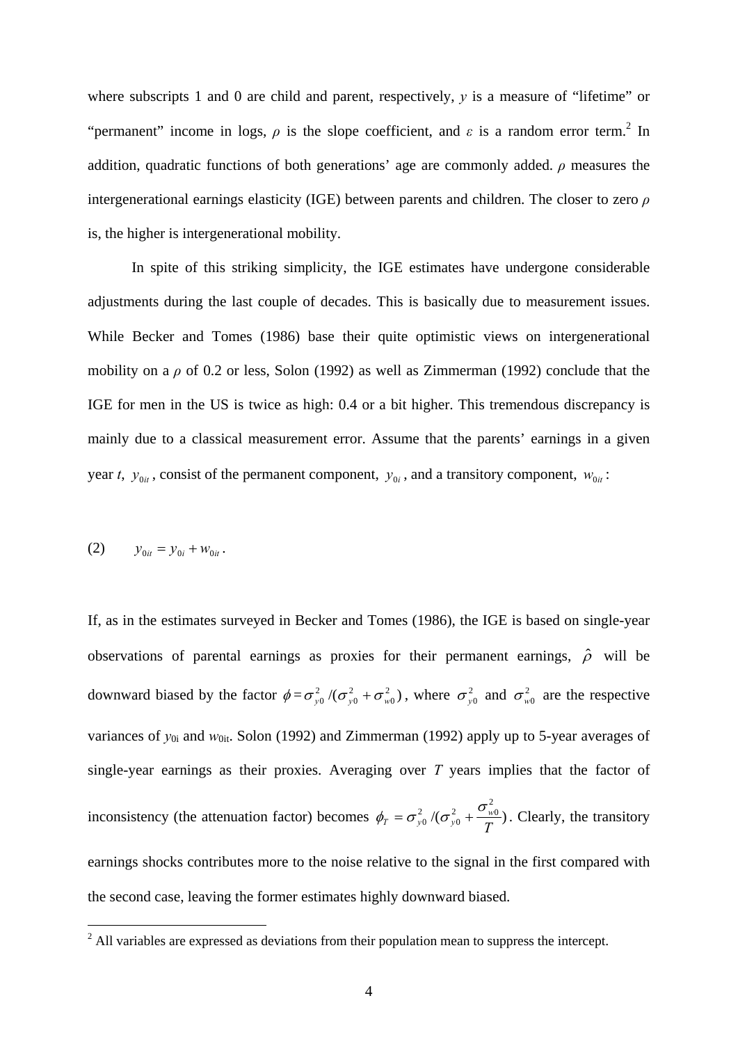where subscripts 1 and 0 are child and parent, respectively, $y$ is a measure of "lifetime" or "permanent" income in logs, $\rho$ is the slope coefficient, and $\varepsilon$ is a random error term.[2] In addition, quadratic functions of both generations' age are commonly added. $\rho$ measures the intergenerational earnings elasticity (IGE) between parents and children. The closer to zero $\rho$ is, the higher is intergenerational mobility.

In spite of this striking simplicity, the IGE estimates have undergone considerable adjustments during the last couple of decades. This is basically due to measurement issues. While Becker and Tomes (1986) base their quite optimistic views on intergenerational mobility on a $\rho$ of 0.2 or less, Solon (1992) as well as Zimmerman (1992) conclude that the IGE for men in the US is twice as high: 0.4 or a bit higher. This tremendous discrepancy is mainly due to a classical measurement error. Assume that the parents' earnings in a given year $t$, $y_{0it}$, consist of the permanent component, $y_{0i}$, and a transitory component, $w_{0it}$:

$$(2) \qquad y_{0it} = y_{0i} + w_{0it}.$$

If, as in the estimates surveyed in Becker and Tomes (1986), the IGE is based on single-year observations of parental earnings as proxies for their permanent earnings, $\hat{\rho}$ will be downward biased by the factor $\phi = \sigma_{y0}^2 / (\sigma_{y0}^2 + \sigma_{w0}^2)$, where $\sigma_{y0}^2$ and $\sigma_{w0}^2$ are the respective variances of $y_{0i}$ and $w_{0it}$. Solon (1992) and Zimmerman (1992) apply up to 5-year averages of single-year earnings as their proxies. Averaging over $T$ years implies that the factor of inconsistency (the attenuation factor) becomes $\phi_T = \sigma_{y0}^2 / (\sigma_{y0}^2 + \frac{\sigma_{w0}^2}{T})$. Clearly, the transitory earnings shocks contributes more to the noise relative to the signal in the first compared with the second case, leaving the former estimates highly downward biased.

[2] All variables are expressed as deviations from their population mean to suppress the intercept.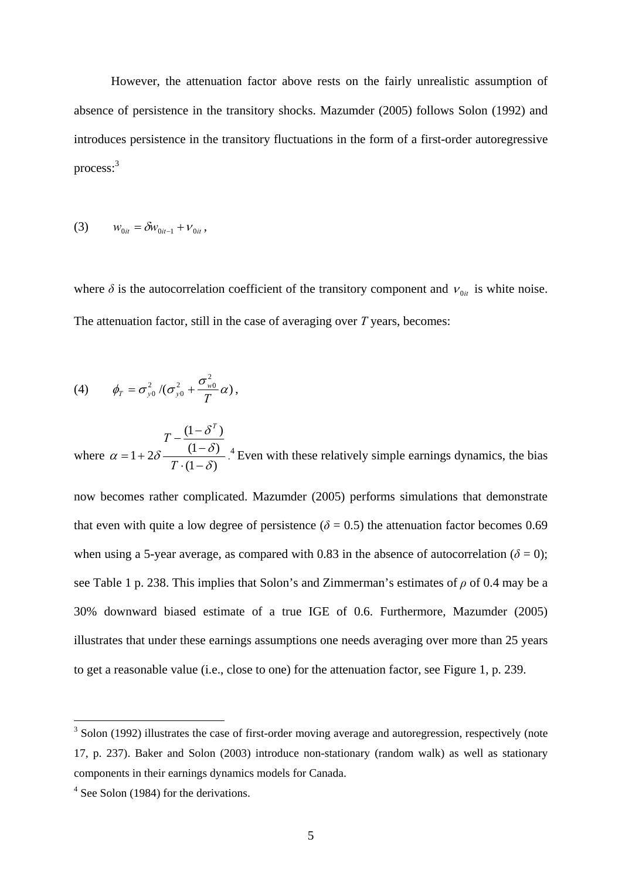However, the attenuation factor above rests on the fairly unrealistic assumption of absence of persistence in the transitory shocks. Mazumder (2005) follows Solon (1992) and introduces persistence in the transitory fluctuations in the form of a first-order autoregressive process:[3]

$$(3) \qquad w_{0it} = \delta w_{0it-1} + \nu_{0it} \, ,$$

where $\delta$ is the autocorrelation coefficient of the transitory component and $\nu_{0it}$ is white noise. The attenuation factor, still in the case of averaging over $T$ years, becomes:

$$(4) \qquad \phi_T = \sigma_{y0}^2 / (\sigma_{y0}^2 + \frac{\sigma_{w0}^2}{T}\alpha) \, ,$$

where $\alpha = 1 + 2\delta \dfrac{T - \dfrac{(1-\delta^T)}{(1-\delta)}}{T \cdot (1-\delta)}$.[4] Even with these relatively simple earnings dynamics, the bias now becomes rather complicated. Mazumder (2005) performs simulations that demonstrate that even with quite a low degree of persistence ($\delta$ = 0.5) the attenuation factor becomes 0.69 when using a 5-year average, as compared with 0.83 in the absence of autocorrelation ($\delta$ = 0); see Table 1 p. 238. This implies that Solon's and Zimmerman's estimates of $\rho$ of 0.4 may be a 30% downward biased estimate of a true IGE of 0.6. Furthermore, Mazumder (2005) illustrates that under these earnings assumptions one needs averaging over more than 25 years to get a reasonable value (i.e., close to one) for the attenuation factor, see Figure 1, p. 239.

---

[3] Solon (1992) illustrates the case of first-order moving average and autoregression, respectively (note 17, p. 237). Baker and Solon (2003) introduce non-stationary (random walk) as well as stationary components in their earnings dynamics models for Canada.

[4] See Solon (1984) for the derivations.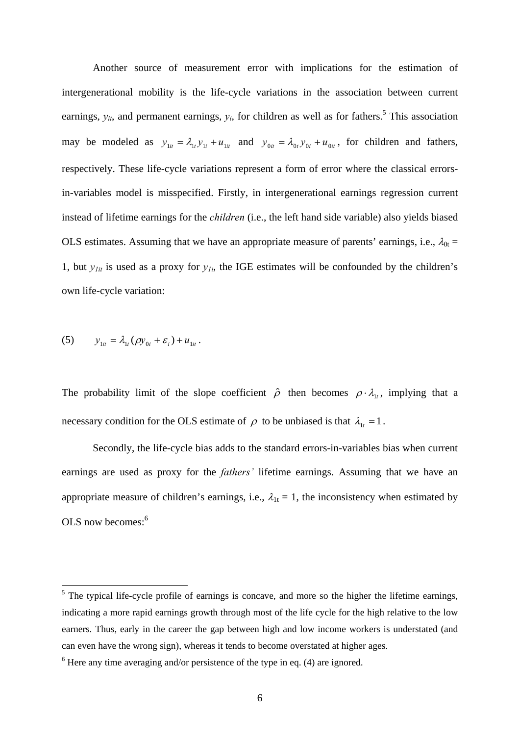Another source of measurement error with implications for the estimation of intergenerational mobility is the life-cycle variations in the association between current earnings, $y_{it}$, and permanent earnings, $y_i$, for children as well as for fathers.[5] This association may be modeled as $y_{1it} = \lambda_{1t} y_{1i} + u_{1it}$ and $y_{0it} = \lambda_{0t} y_{0i} + u_{0it}$, for children and fathers, respectively. These life-cycle variations represent a form of error where the classical errors-in-variables model is misspecified. Firstly, in intergenerational earnings regression current instead of lifetime earnings for the *children* (i.e., the left hand side variable) also yields biased OLS estimates. Assuming that we have an appropriate measure of parents' earnings, i.e., $\lambda_{0t} = 1$, but $y_{1it}$ is used as a proxy for $y_{1i}$, the IGE estimates will be confounded by the children's own life-cycle variation:

$$(5) \qquad y_{1it} = \lambda_{1t}(\rho y_{0i} + \varepsilon_i) + u_{1it}.$$

The probability limit of the slope coefficient $\hat{\rho}$ then becomes $\rho \cdot \lambda_{1t}$, implying that a necessary condition for the OLS estimate of $\rho$ to be unbiased is that $\lambda_{1t} = 1$.

Secondly, the life-cycle bias adds to the standard errors-in-variables bias when current earnings are used as proxy for the *fathers'* lifetime earnings. Assuming that we have an appropriate measure of children's earnings, i.e., $\lambda_{1t} = 1$, the inconsistency when estimated by OLS now becomes:[6]

---

[5] The typical life-cycle profile of earnings is concave, and more so the higher the lifetime earnings, indicating a more rapid earnings growth through most of the life cycle for the high relative to the low earners. Thus, early in the career the gap between high and low income workers is understated (and can even have the wrong sign), whereas it tends to become overstated at higher ages.

[6] Here any time averaging and/or persistence of the type in eq. (4) are ignored.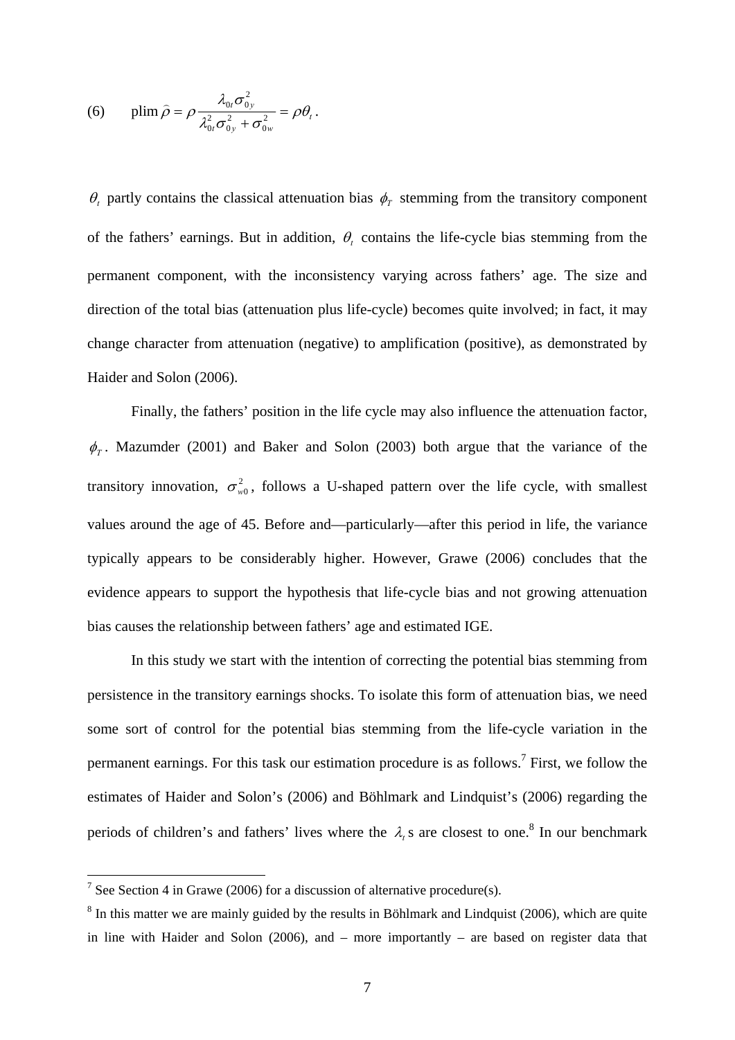$$(6) \qquad \text{plim}\,\hat{\rho} = \rho \frac{\lambda_{0t}\sigma_{0y}^2}{\lambda_{0t}^2\sigma_{0y}^2 + \sigma_{0w}^2} = \rho\theta_t \,.$$

$\theta_t$ partly contains the classical attenuation bias $\phi_T$ stemming from the transitory component of the fathers' earnings. But in addition, $\theta_t$ contains the life-cycle bias stemming from the permanent component, with the inconsistency varying across fathers' age. The size and direction of the total bias (attenuation plus life-cycle) becomes quite involved; in fact, it may change character from attenuation (negative) to amplification (positive), as demonstrated by Haider and Solon (2006).

Finally, the fathers' position in the life cycle may also influence the attenuation factor, $\phi_T$. Mazumder (2001) and Baker and Solon (2003) both argue that the variance of the transitory innovation, $\sigma_{w0}^2$, follows a U-shaped pattern over the life cycle, with smallest values around the age of 45. Before and—particularly—after this period in life, the variance typically appears to be considerably higher. However, Grawe (2006) concludes that the evidence appears to support the hypothesis that life-cycle bias and not growing attenuation bias causes the relationship between fathers' age and estimated IGE.

In this study we start with the intention of correcting the potential bias stemming from persistence in the transitory earnings shocks. To isolate this form of attenuation bias, we need some sort of control for the potential bias stemming from the life-cycle variation in the permanent earnings. For this task our estimation procedure is as follows.[7] First, we follow the estimates of Haider and Solon's (2006) and Böhlmark and Lindquist's (2006) regarding the periods of children's and fathers' lives where the $\lambda_t$s are closest to one.[8] In our benchmark

[7] See Section 4 in Grawe (2006) for a discussion of alternative procedure(s).

[8] In this matter we are mainly guided by the results in Böhlmark and Lindquist (2006), which are quite in line with Haider and Solon (2006), and – more importantly – are based on register data that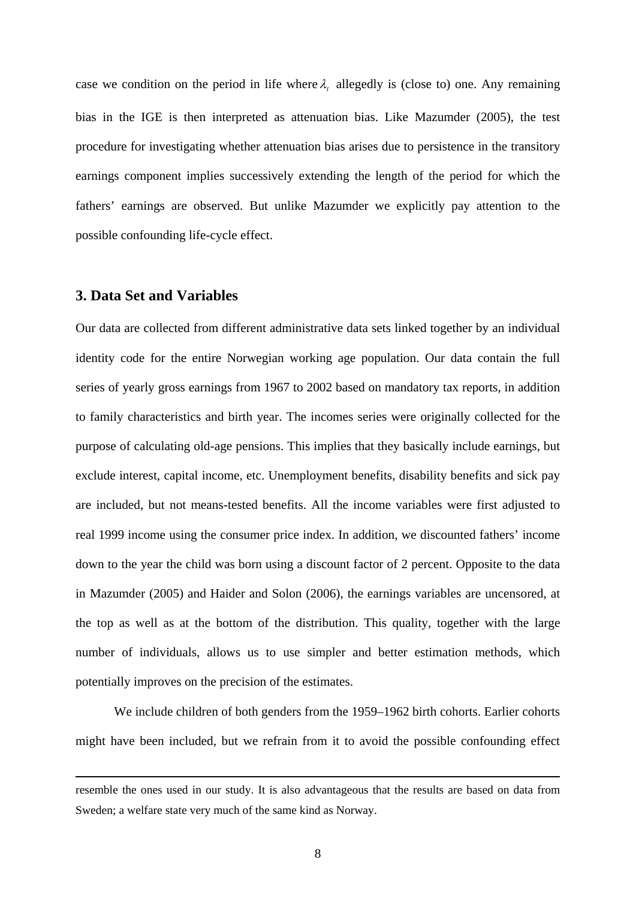case we condition on the period in life where $\lambda_t$ allegedly is (close to) one. Any remaining bias in the IGE is then interpreted as attenuation bias. Like Mazumder (2005), the test procedure for investigating whether attenuation bias arises due to persistence in the transitory earnings component implies successively extending the length of the period for which the fathers' earnings are observed. But unlike Mazumder we explicitly pay attention to the possible confounding life-cycle effect.

## 3. Data Set and Variables

Our data are collected from different administrative data sets linked together by an individual identity code for the entire Norwegian working age population. Our data contain the full series of yearly gross earnings from 1967 to 2002 based on mandatory tax reports, in addition to family characteristics and birth year. The incomes series were originally collected for the purpose of calculating old-age pensions. This implies that they basically include earnings, but exclude interest, capital income, etc. Unemployment benefits, disability benefits and sick pay are included, but not means-tested benefits. All the income variables were first adjusted to real 1999 income using the consumer price index. In addition, we discounted fathers' income down to the year the child was born using a discount factor of 2 percent. Opposite to the data in Mazumder (2005) and Haider and Solon (2006), the earnings variables are uncensored, at the top as well as at the bottom of the distribution. This quality, together with the large number of individuals, allows us to use simpler and better estimation methods, which potentially improves on the precision of the estimates.

We include children of both genders from the 1959–1962 birth cohorts. Earlier cohorts might have been included, but we refrain from it to avoid the possible confounding effect

---

resemble the ones used in our study. It is also advantageous that the results are based on data from Sweden; a welfare state very much of the same kind as Norway.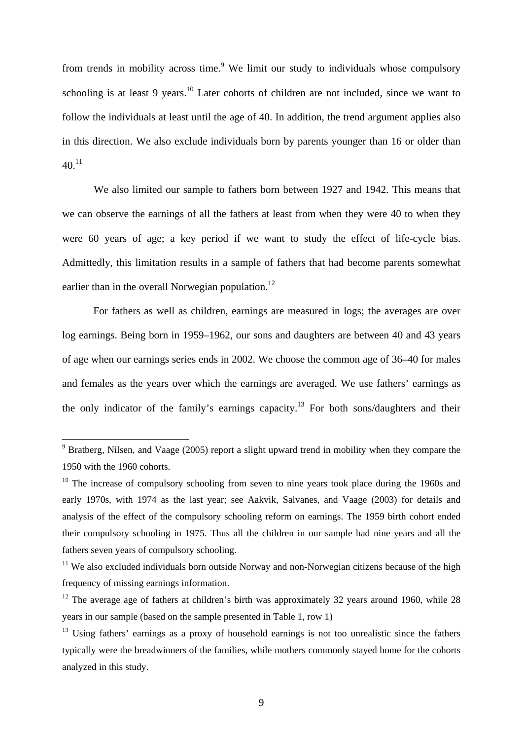from trends in mobility across time.[9] We limit our study to individuals whose compulsory schooling is at least 9 years.[10] Later cohorts of children are not included, since we want to follow the individuals at least until the age of 40. In addition, the trend argument applies also in this direction. We also exclude individuals born by parents younger than 16 or older than 40.[11]

We also limited our sample to fathers born between 1927 and 1942. This means that we can observe the earnings of all the fathers at least from when they were 40 to when they were 60 years of age; a key period if we want to study the effect of life-cycle bias. Admittedly, this limitation results in a sample of fathers that had become parents somewhat earlier than in the overall Norwegian population.[12]

For fathers as well as children, earnings are measured in logs; the averages are over log earnings. Being born in 1959–1962, our sons and daughters are between 40 and 43 years of age when our earnings series ends in 2002. We choose the common age of 36–40 for males and females as the years over which the earnings are averaged. We use fathers' earnings as the only indicator of the family's earnings capacity.[13] For both sons/daughters and their

---

[9] Bratberg, Nilsen, and Vaage (2005) report a slight upward trend in mobility when they compare the 1950 with the 1960 cohorts.

[10] The increase of compulsory schooling from seven to nine years took place during the 1960s and early 1970s, with 1974 as the last year; see Aakvik, Salvanes, and Vaage (2003) for details and analysis of the effect of the compulsory schooling reform on earnings. The 1959 birth cohort ended their compulsory schooling in 1975. Thus all the children in our sample had nine years and all the fathers seven years of compulsory schooling.

[11] We also excluded individuals born outside Norway and non-Norwegian citizens because of the high frequency of missing earnings information.

[12] The average age of fathers at children's birth was approximately 32 years around 1960, while 28 years in our sample (based on the sample presented in Table 1, row 1)

[13] Using fathers' earnings as a proxy of household earnings is not too unrealistic since the fathers typically were the breadwinners of the families, while mothers commonly stayed home for the cohorts analyzed in this study.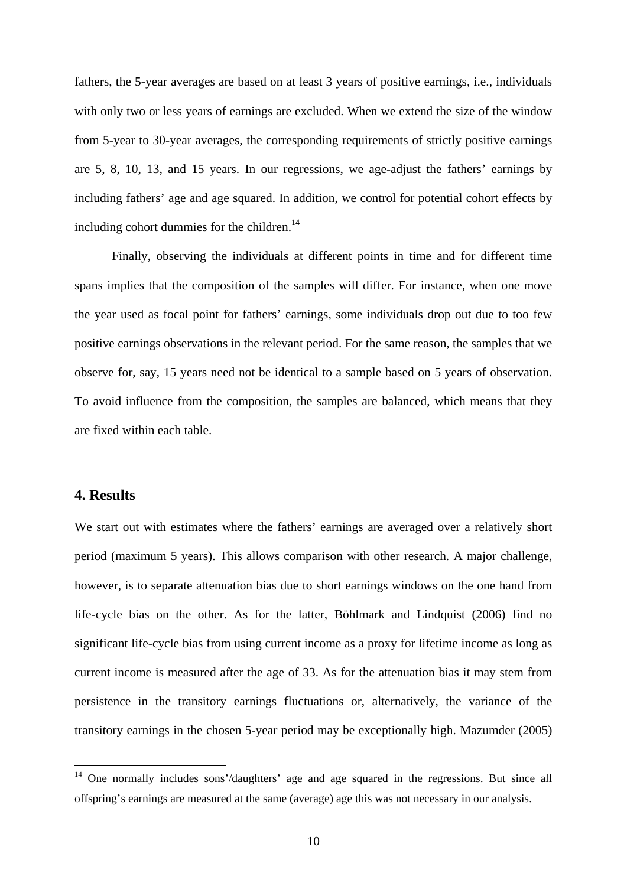fathers, the 5-year averages are based on at least 3 years of positive earnings, i.e., individuals with only two or less years of earnings are excluded. When we extend the size of the window from 5-year to 30-year averages, the corresponding requirements of strictly positive earnings are 5, 8, 10, 13, and 15 years. In our regressions, we age-adjust the fathers' earnings by including fathers' age and age squared. In addition, we control for potential cohort effects by including cohort dummies for the children.[14]

Finally, observing the individuals at different points in time and for different time spans implies that the composition of the samples will differ. For instance, when one move the year used as focal point for fathers' earnings, some individuals drop out due to too few positive earnings observations in the relevant period. For the same reason, the samples that we observe for, say, 15 years need not be identical to a sample based on 5 years of observation. To avoid influence from the composition, the samples are balanced, which means that they are fixed within each table.

## 4. Results

We start out with estimates where the fathers' earnings are averaged over a relatively short period (maximum 5 years). This allows comparison with other research. A major challenge, however, is to separate attenuation bias due to short earnings windows on the one hand from life-cycle bias on the other. As for the latter, Böhlmark and Lindquist (2006) find no significant life-cycle bias from using current income as a proxy for lifetime income as long as current income is measured after the age of 33. As for the attenuation bias it may stem from persistence in the transitory earnings fluctuations or, alternatively, the variance of the transitory earnings in the chosen 5-year period may be exceptionally high. Mazumder (2005)

---

[14] One normally includes sons'/daughters' age and age squared in the regressions. But since all offspring's earnings are measured at the same (average) age this was not necessary in our analysis.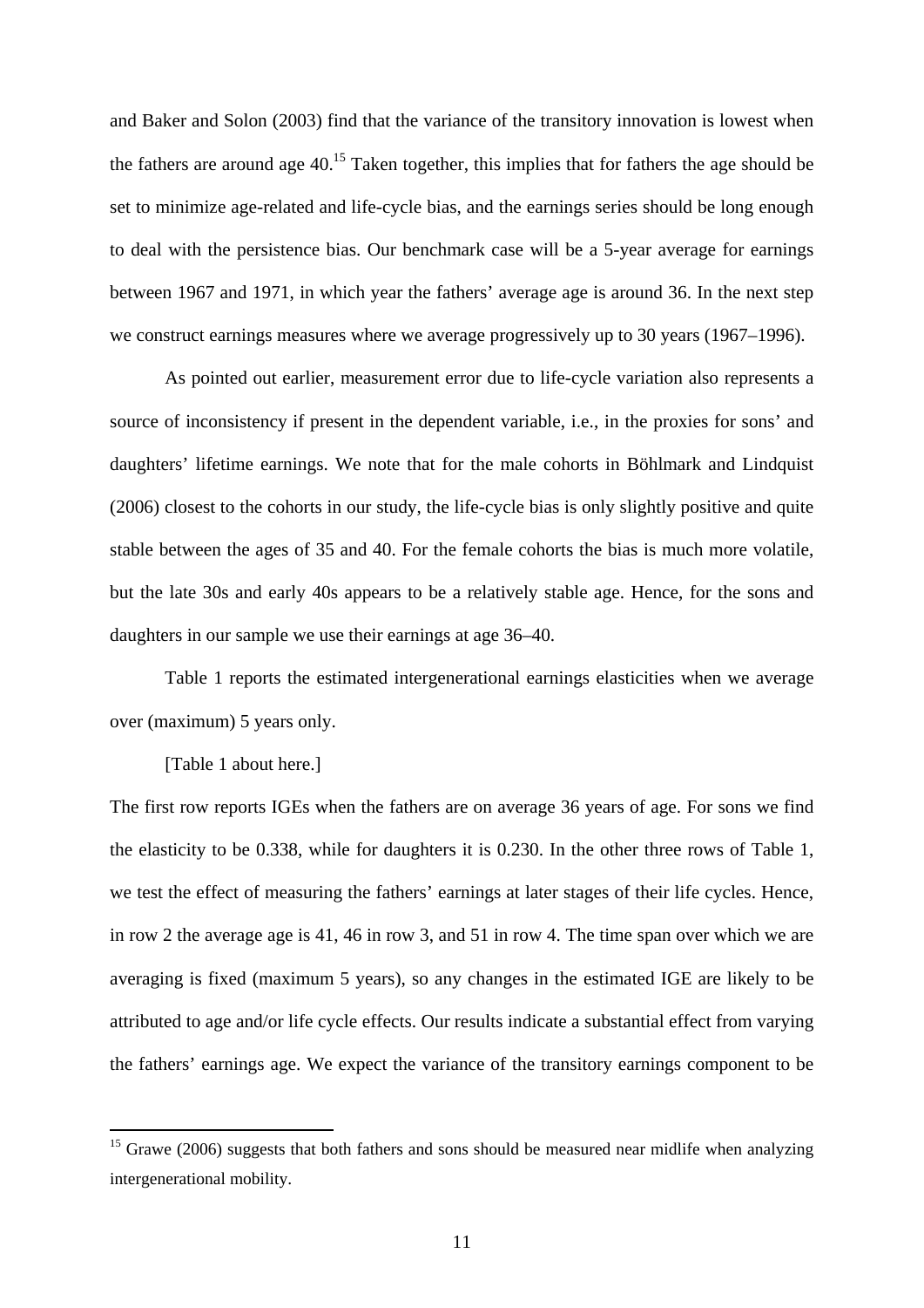and Baker and Solon (2003) find that the variance of the transitory innovation is lowest when the fathers are around age 40.[15] Taken together, this implies that for fathers the age should be set to minimize age-related and life-cycle bias, and the earnings series should be long enough to deal with the persistence bias. Our benchmark case will be a 5-year average for earnings between 1967 and 1971, in which year the fathers' average age is around 36. In the next step we construct earnings measures where we average progressively up to 30 years (1967–1996).

As pointed out earlier, measurement error due to life-cycle variation also represents a source of inconsistency if present in the dependent variable, i.e., in the proxies for sons' and daughters' lifetime earnings. We note that for the male cohorts in Böhlmark and Lindquist (2006) closest to the cohorts in our study, the life-cycle bias is only slightly positive and quite stable between the ages of 35 and 40. For the female cohorts the bias is much more volatile, but the late 30s and early 40s appears to be a relatively stable age. Hence, for the sons and daughters in our sample we use their earnings at age 36–40.

Table 1 reports the estimated intergenerational earnings elasticities when we average over (maximum) 5 years only.

[Table 1 about here.]

The first row reports IGEs when the fathers are on average 36 years of age. For sons we find the elasticity to be 0.338, while for daughters it is 0.230. In the other three rows of Table 1, we test the effect of measuring the fathers' earnings at later stages of their life cycles. Hence, in row 2 the average age is 41, 46 in row 3, and 51 in row 4. The time span over which we are averaging is fixed (maximum 5 years), so any changes in the estimated IGE are likely to be attributed to age and/or life cycle effects. Our results indicate a substantial effect from varying the fathers' earnings age. We expect the variance of the transitory earnings component to be

[15] Grawe (2006) suggests that both fathers and sons should be measured near midlife when analyzing intergenerational mobility.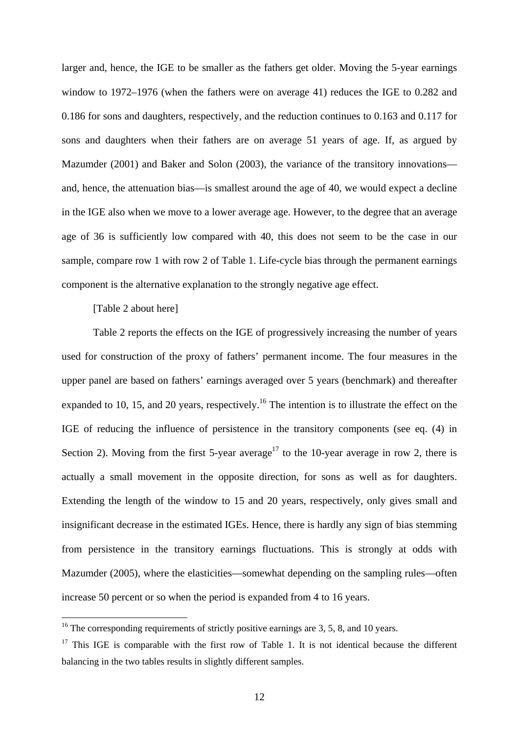larger and, hence, the IGE to be smaller as the fathers get older. Moving the 5-year earnings window to 1972–1976 (when the fathers were on average 41) reduces the IGE to 0.282 and 0.186 for sons and daughters, respectively, and the reduction continues to 0.163 and 0.117 for sons and daughters when their fathers are on average 51 years of age. If, as argued by Mazumder (2001) and Baker and Solon (2003), the variance of the transitory innovations—and, hence, the attenuation bias—is smallest around the age of 40, we would expect a decline in the IGE also when we move to a lower average age. However, to the degree that an average age of 36 is sufficiently low compared with 40, this does not seem to be the case in our sample, compare row 1 with row 2 of Table 1. Life-cycle bias through the permanent earnings component is the alternative explanation to the strongly negative age effect.

[Table 2 about here]

Table 2 reports the effects on the IGE of progressively increasing the number of years used for construction of the proxy of fathers' permanent income. The four measures in the upper panel are based on fathers' earnings averaged over 5 years (benchmark) and thereafter expanded to 10, 15, and 20 years, respectively.[16] The intention is to illustrate the effect on the IGE of reducing the influence of persistence in the transitory components (see eq. (4) in Section 2). Moving from the first 5-year average[17] to the 10-year average in row 2, there is actually a small movement in the opposite direction, for sons as well as for daughters. Extending the length of the window to 15 and 20 years, respectively, only gives small and insignificant decrease in the estimated IGEs. Hence, there is hardly any sign of bias stemming from persistence in the transitory earnings fluctuations. This is strongly at odds with Mazumder (2005), where the elasticities—somewhat depending on the sampling rules—often increase 50 percent or so when the period is expanded from 4 to 16 years.

[16] The corresponding requirements of strictly positive earnings are 3, 5, 8, and 10 years.

[17] This IGE is comparable with the first row of Table 1. It is not identical because the different balancing in the two tables results in slightly different samples.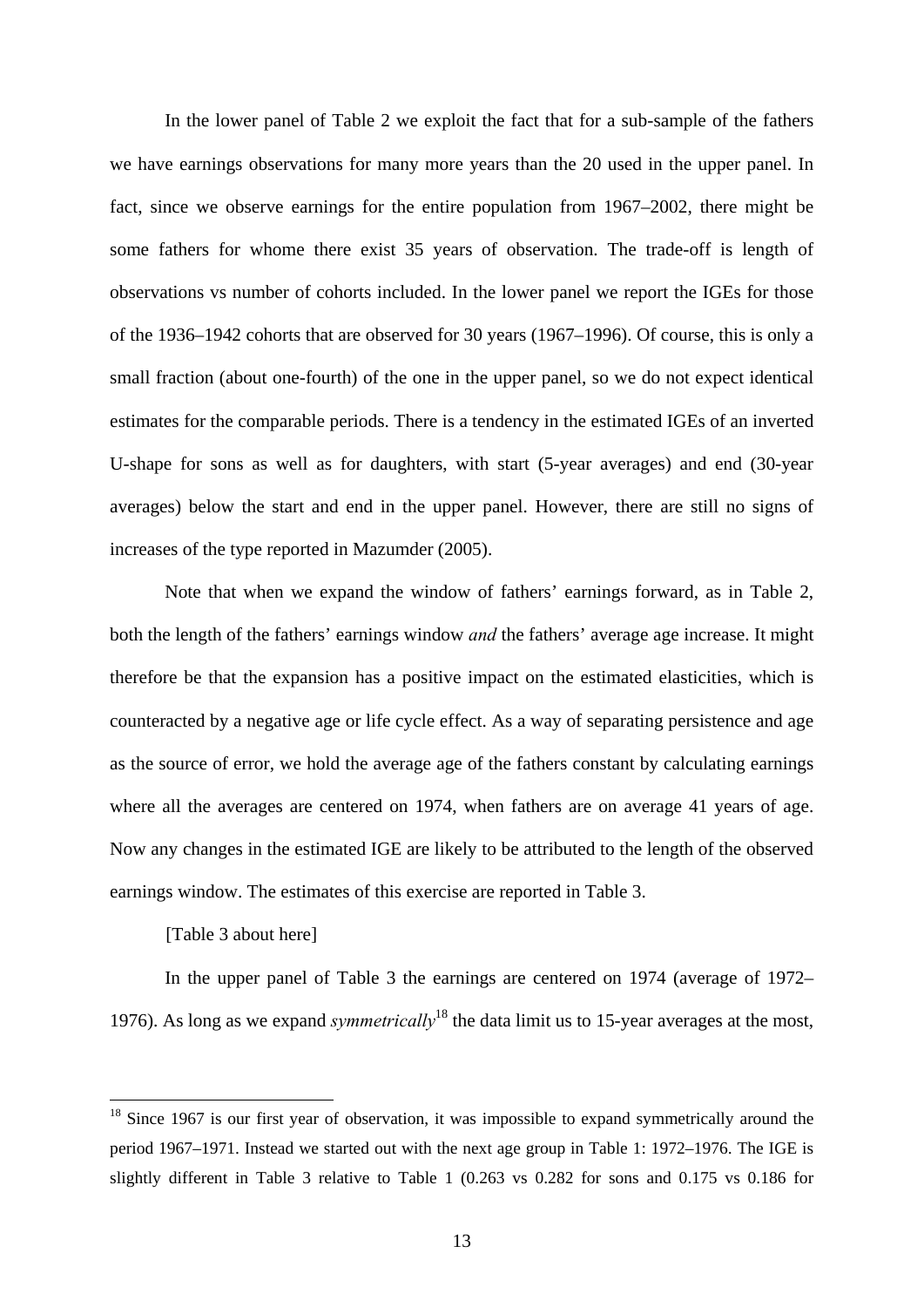In the lower panel of Table 2 we exploit the fact that for a sub-sample of the fathers we have earnings observations for many more years than the 20 used in the upper panel. In fact, since we observe earnings for the entire population from 1967–2002, there might be some fathers for whome there exist 35 years of observation. The trade-off is length of observations vs number of cohorts included. In the lower panel we report the IGEs for those of the 1936–1942 cohorts that are observed for 30 years (1967–1996). Of course, this is only a small fraction (about one-fourth) of the one in the upper panel, so we do not expect identical estimates for the comparable periods. There is a tendency in the estimated IGEs of an inverted U-shape for sons as well as for daughters, with start (5-year averages) and end (30-year averages) below the start and end in the upper panel. However, there are still no signs of increases of the type reported in Mazumder (2005).

Note that when we expand the window of fathers' earnings forward, as in Table 2, both the length of the fathers' earnings window *and* the fathers' average age increase. It might therefore be that the expansion has a positive impact on the estimated elasticities, which is counteracted by a negative age or life cycle effect. As a way of separating persistence and age as the source of error, we hold the average age of the fathers constant by calculating earnings where all the averages are centered on 1974, when fathers are on average 41 years of age. Now any changes in the estimated IGE are likely to be attributed to the length of the observed earnings window. The estimates of this exercise are reported in Table 3.

[Table 3 about here]

In the upper panel of Table 3 the earnings are centered on 1974 (average of 1972–1976). As long as we expand *symmetrically*[18] the data limit us to 15-year averages at the most,

[18] Since 1967 is our first year of observation, it was impossible to expand symmetrically around the period 1967–1971. Instead we started out with the next age group in Table 1: 1972–1976. The IGE is slightly different in Table 3 relative to Table 1 (0.263 vs 0.282 for sons and 0.175 vs 0.186 for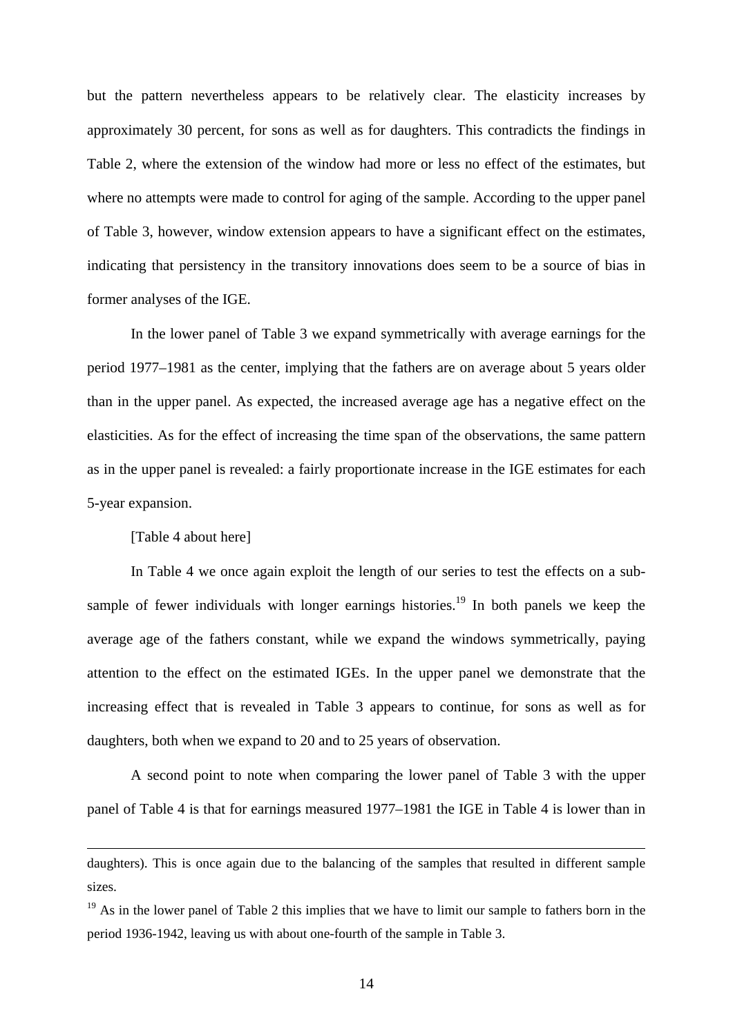but the pattern nevertheless appears to be relatively clear. The elasticity increases by approximately 30 percent, for sons as well as for daughters. This contradicts the findings in Table 2, where the extension of the window had more or less no effect of the estimates, but where no attempts were made to control for aging of the sample. According to the upper panel of Table 3, however, window extension appears to have a significant effect on the estimates, indicating that persistency in the transitory innovations does seem to be a source of bias in former analyses of the IGE.

In the lower panel of Table 3 we expand symmetrically with average earnings for the period 1977–1981 as the center, implying that the fathers are on average about 5 years older than in the upper panel. As expected, the increased average age has a negative effect on the elasticities. As for the effect of increasing the time span of the observations, the same pattern as in the upper panel is revealed: a fairly proportionate increase in the IGE estimates for each 5-year expansion.

[Table 4 about here]

In Table 4 we once again exploit the length of our series to test the effects on a sub-sample of fewer individuals with longer earnings histories.[19] In both panels we keep the average age of the fathers constant, while we expand the windows symmetrically, paying attention to the effect on the estimated IGEs. In the upper panel we demonstrate that the increasing effect that is revealed in Table 3 appears to continue, for sons as well as for daughters, both when we expand to 20 and to 25 years of observation.

A second point to note when comparing the lower panel of Table 3 with the upper panel of Table 4 is that for earnings measured 1977–1981 the IGE in Table 4 is lower than in

---

daughters). This is once again due to the balancing of the samples that resulted in different sample sizes.

[19] As in the lower panel of Table 2 this implies that we have to limit our sample to fathers born in the period 1936-1942, leaving us with about one-fourth of the sample in Table 3.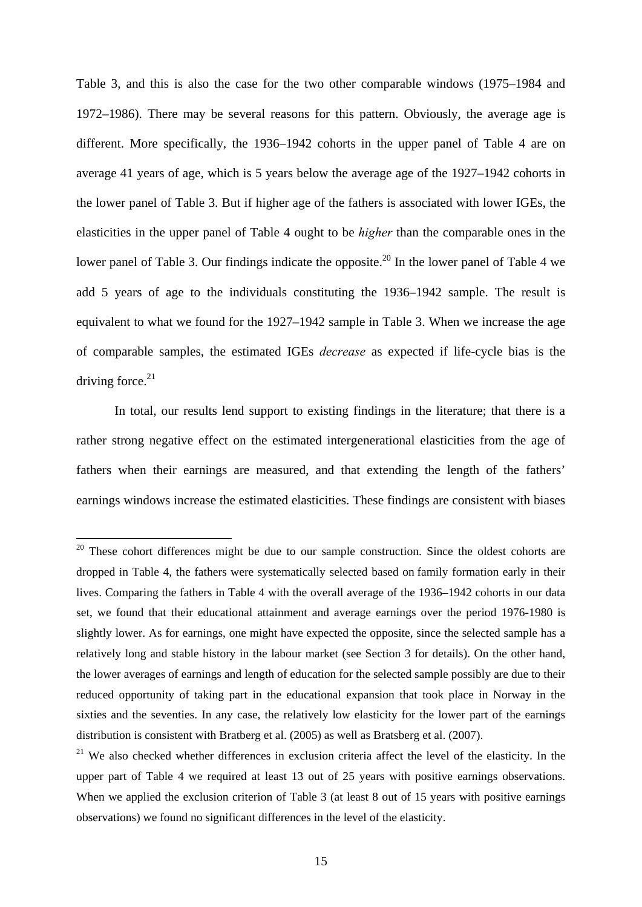Table 3, and this is also the case for the two other comparable windows (1975–1984 and 1972–1986). There may be several reasons for this pattern. Obviously, the average age is different. More specifically, the 1936–1942 cohorts in the upper panel of Table 4 are on average 41 years of age, which is 5 years below the average age of the 1927–1942 cohorts in the lower panel of Table 3. But if higher age of the fathers is associated with lower IGEs, the elasticities in the upper panel of Table 4 ought to be *higher* than the comparable ones in the lower panel of Table 3. Our findings indicate the opposite.[20] In the lower panel of Table 4 we add 5 years of age to the individuals constituting the 1936–1942 sample. The result is equivalent to what we found for the 1927–1942 sample in Table 3. When we increase the age of comparable samples, the estimated IGEs *decrease* as expected if life-cycle bias is the driving force.[21]

In total, our results lend support to existing findings in the literature; that there is a rather strong negative effect on the estimated intergenerational elasticities from the age of fathers when their earnings are measured, and that extending the length of the fathers' earnings windows increase the estimated elasticities. These findings are consistent with biases

---

[20] These cohort differences might be due to our sample construction. Since the oldest cohorts are dropped in Table 4, the fathers were systematically selected based on family formation early in their lives. Comparing the fathers in Table 4 with the overall average of the 1936–1942 cohorts in our data set, we found that their educational attainment and average earnings over the period 1976-1980 is slightly lower. As for earnings, one might have expected the opposite, since the selected sample has a relatively long and stable history in the labour market (see Section 3 for details). On the other hand, the lower averages of earnings and length of education for the selected sample possibly are due to their reduced opportunity of taking part in the educational expansion that took place in Norway in the sixties and the seventies. In any case, the relatively low elasticity for the lower part of the earnings distribution is consistent with Bratberg et al. (2005) as well as Bratsberg et al. (2007).

[21] We also checked whether differences in exclusion criteria affect the level of the elasticity. In the upper part of Table 4 we required at least 13 out of 25 years with positive earnings observations. When we applied the exclusion criterion of Table 3 (at least 8 out of 15 years with positive earnings observations) we found no significant differences in the level of the elasticity.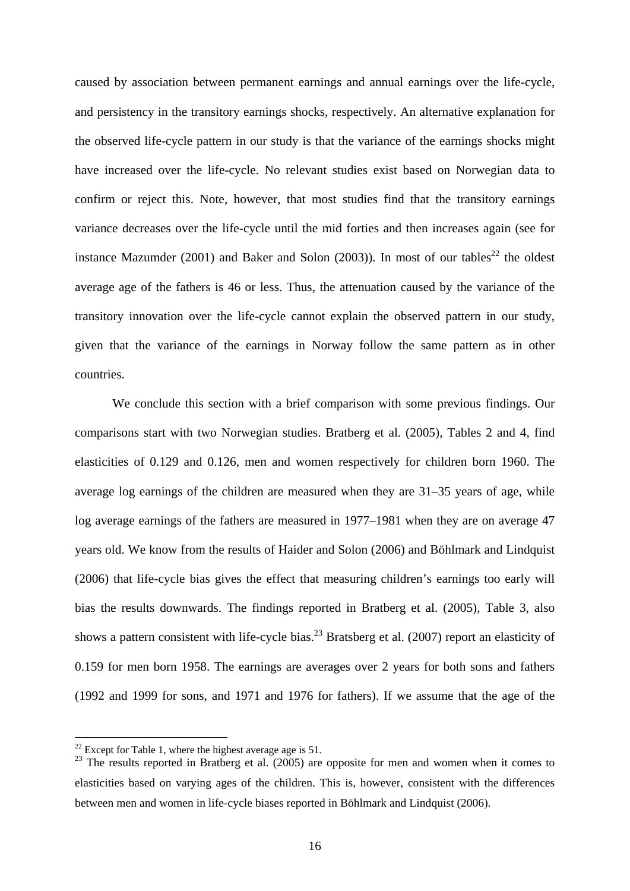caused by association between permanent earnings and annual earnings over the life-cycle, and persistency in the transitory earnings shocks, respectively. An alternative explanation for the observed life-cycle pattern in our study is that the variance of the earnings shocks might have increased over the life-cycle. No relevant studies exist based on Norwegian data to confirm or reject this. Note, however, that most studies find that the transitory earnings variance decreases over the life-cycle until the mid forties and then increases again (see for instance Mazumder (2001) and Baker and Solon (2003)). In most of our tables[22] the oldest average age of the fathers is 46 or less. Thus, the attenuation caused by the variance of the transitory innovation over the life-cycle cannot explain the observed pattern in our study, given that the variance of the earnings in Norway follow the same pattern as in other countries.

We conclude this section with a brief comparison with some previous findings. Our comparisons start with two Norwegian studies. Bratberg et al. (2005), Tables 2 and 4, find elasticities of 0.129 and 0.126, men and women respectively for children born 1960. The average log earnings of the children are measured when they are 31–35 years of age, while log average earnings of the fathers are measured in 1977–1981 when they are on average 47 years old. We know from the results of Haider and Solon (2006) and Böhlmark and Lindquist (2006) that life-cycle bias gives the effect that measuring children's earnings too early will bias the results downwards. The findings reported in Bratberg et al. (2005), Table 3, also shows a pattern consistent with life-cycle bias.[23] Bratsberg et al. (2007) report an elasticity of 0.159 for men born 1958. The earnings are averages over 2 years for both sons and fathers (1992 and 1999 for sons, and 1971 and 1976 for fathers). If we assume that the age of the

[22] Except for Table 1, where the highest average age is 51.

[23] The results reported in Bratberg et al. (2005) are opposite for men and women when it comes to elasticities based on varying ages of the children. This is, however, consistent with the differences between men and women in life-cycle biases reported in Böhlmark and Lindquist (2006).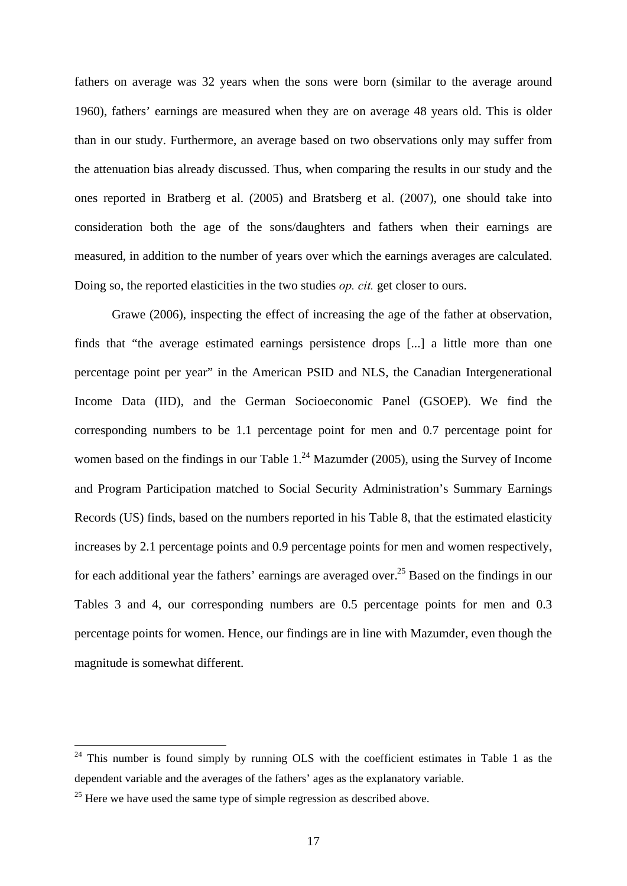fathers on average was 32 years when the sons were born (similar to the average around 1960), fathers' earnings are measured when they are on average 48 years old. This is older than in our study. Furthermore, an average based on two observations only may suffer from the attenuation bias already discussed. Thus, when comparing the results in our study and the ones reported in Bratberg et al. (2005) and Bratsberg et al. (2007), one should take into consideration both the age of the sons/daughters and fathers when their earnings are measured, in addition to the number of years over which the earnings averages are calculated. Doing so, the reported elasticities in the two studies *op. cit.* get closer to ours.

Grawe (2006), inspecting the effect of increasing the age of the father at observation, finds that "the average estimated earnings persistence drops [...] a little more than one percentage point per year" in the American PSID and NLS, the Canadian Intergenerational Income Data (IID), and the German Socioeconomic Panel (GSOEP). We find the corresponding numbers to be 1.1 percentage point for men and 0.7 percentage point for women based on the findings in our Table 1.[24] Mazumder (2005), using the Survey of Income and Program Participation matched to Social Security Administration's Summary Earnings Records (US) finds, based on the numbers reported in his Table 8, that the estimated elasticity increases by 2.1 percentage points and 0.9 percentage points for men and women respectively, for each additional year the fathers' earnings are averaged over.[25] Based on the findings in our Tables 3 and 4, our corresponding numbers are 0.5 percentage points for men and 0.3 percentage points for women. Hence, our findings are in line with Mazumder, even though the magnitude is somewhat different.

---

[24] This number is found simply by running OLS with the coefficient estimates in Table 1 as the dependent variable and the averages of the fathers' ages as the explanatory variable.

[25] Here we have used the same type of simple regression as described above.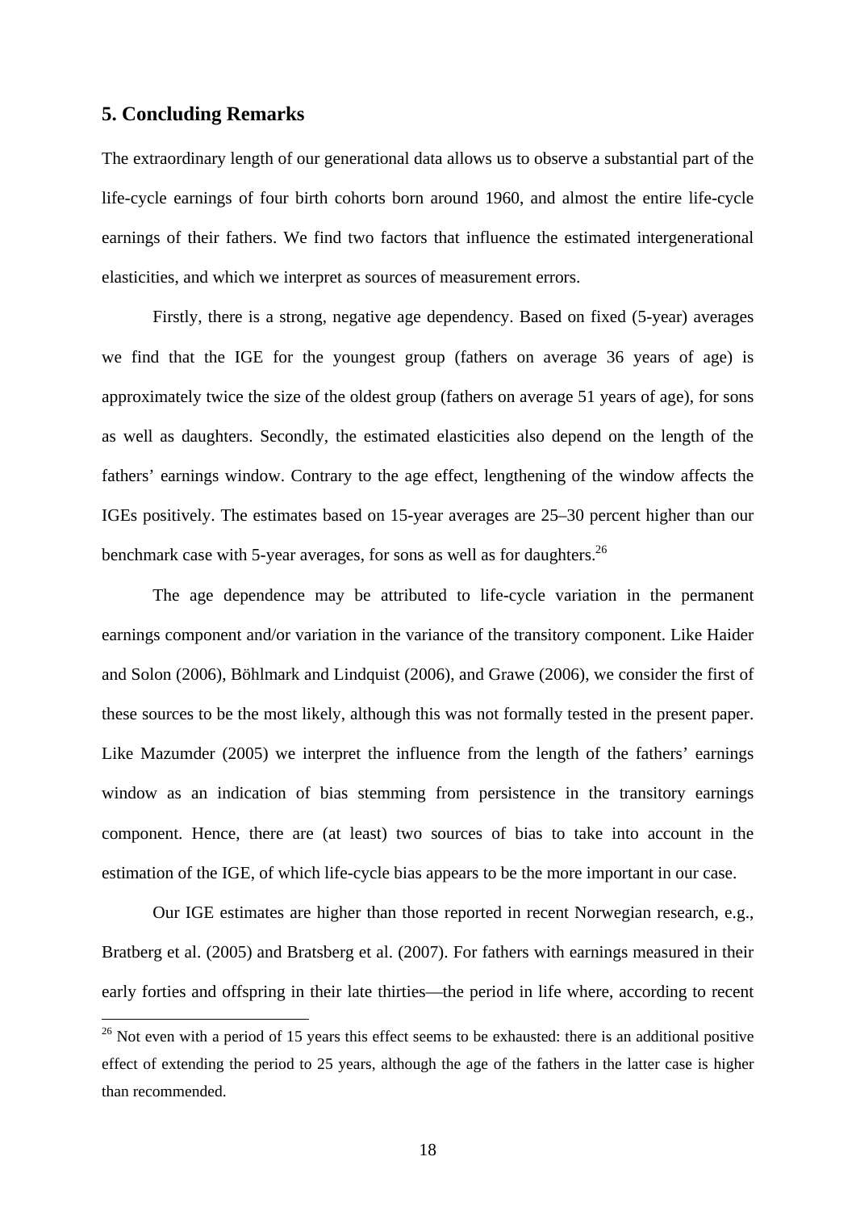## 5. Concluding Remarks

The extraordinary length of our generational data allows us to observe a substantial part of the life-cycle earnings of four birth cohorts born around 1960, and almost the entire life-cycle earnings of their fathers. We find two factors that influence the estimated intergenerational elasticities, and which we interpret as sources of measurement errors.

Firstly, there is a strong, negative age dependency. Based on fixed (5-year) averages we find that the IGE for the youngest group (fathers on average 36 years of age) is approximately twice the size of the oldest group (fathers on average 51 years of age), for sons as well as daughters. Secondly, the estimated elasticities also depend on the length of the fathers' earnings window. Contrary to the age effect, lengthening of the window affects the IGEs positively. The estimates based on 15-year averages are 25–30 percent higher than our benchmark case with 5-year averages, for sons as well as for daughters.[26]

The age dependence may be attributed to life-cycle variation in the permanent earnings component and/or variation in the variance of the transitory component. Like Haider and Solon (2006), Böhlmark and Lindquist (2006), and Grawe (2006), we consider the first of these sources to be the most likely, although this was not formally tested in the present paper. Like Mazumder (2005) we interpret the influence from the length of the fathers' earnings window as an indication of bias stemming from persistence in the transitory earnings component. Hence, there are (at least) two sources of bias to take into account in the estimation of the IGE, of which life-cycle bias appears to be the more important in our case.

Our IGE estimates are higher than those reported in recent Norwegian research, e.g., Bratberg et al. (2005) and Bratsberg et al. (2007). For fathers with earnings measured in their early forties and offspring in their late thirties—the period in life where, according to recent

[26] Not even with a period of 15 years this effect seems to be exhausted: there is an additional positive effect of extending the period to 25 years, although the age of the fathers in the latter case is higher than recommended.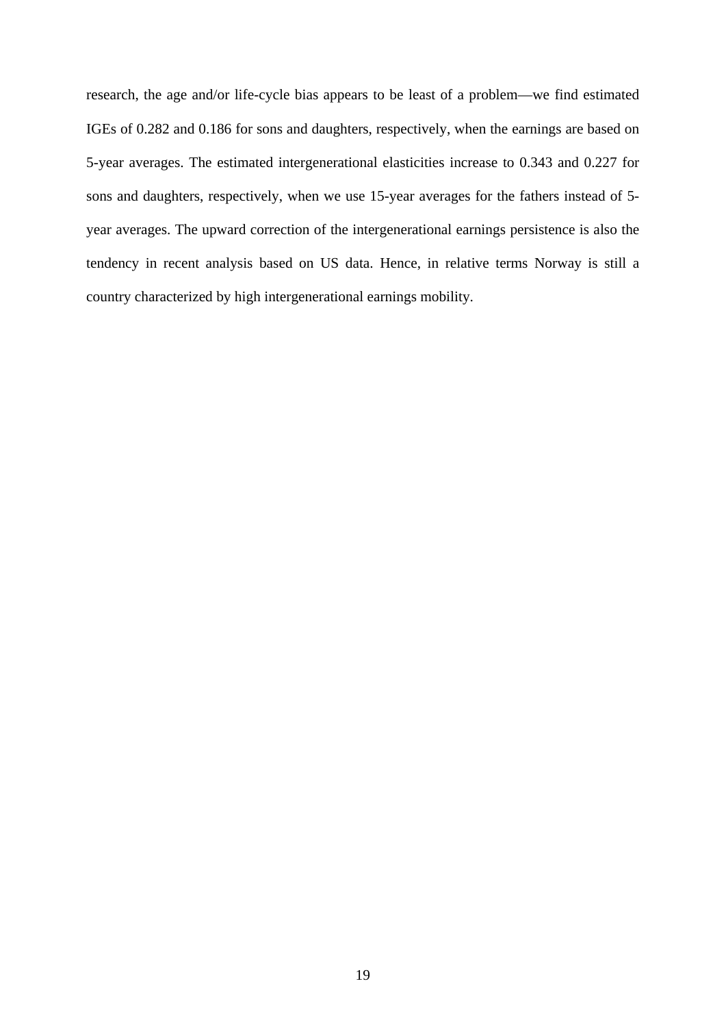research, the age and/or life-cycle bias appears to be least of a problem—we find estimated IGEs of 0.282 and 0.186 for sons and daughters, respectively, when the earnings are based on 5-year averages. The estimated intergenerational elasticities increase to 0.343 and 0.227 for sons and daughters, respectively, when we use 15-year averages for the fathers instead of 5-year averages. The upward correction of the intergenerational earnings persistence is also the tendency in recent analysis based on US data. Hence, in relative terms Norway is still a country characterized by high intergenerational earnings mobility.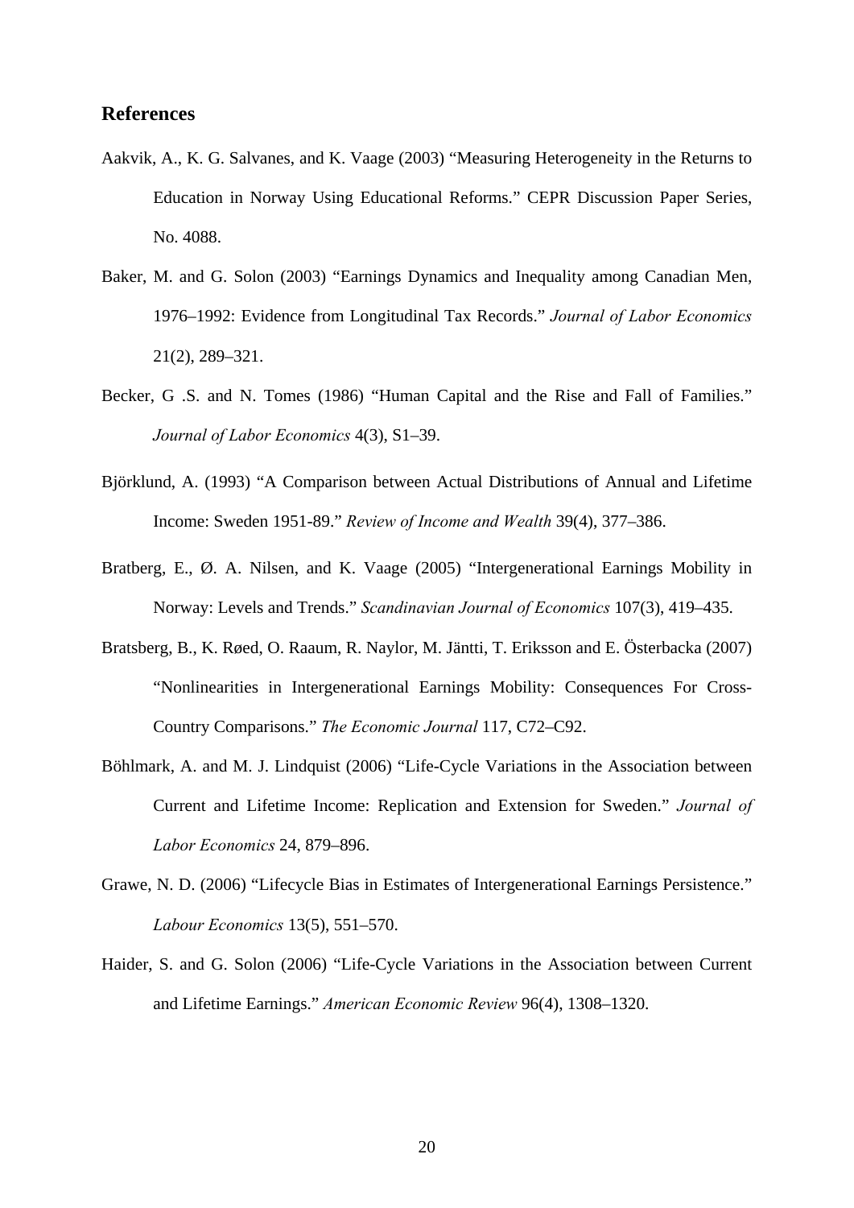## References

Aakvik, A., K. G. Salvanes, and K. Vaage (2003) "Measuring Heterogeneity in the Returns to Education in Norway Using Educational Reforms." CEPR Discussion Paper Series, No. 4088.

Baker, M. and G. Solon (2003) "Earnings Dynamics and Inequality among Canadian Men, 1976–1992: Evidence from Longitudinal Tax Records." *Journal of Labor Economics* 21(2), 289–321.

Becker, G .S. and N. Tomes (1986) "Human Capital and the Rise and Fall of Families." *Journal of Labor Economics* 4(3), S1–39.

Björklund, A. (1993) "A Comparison between Actual Distributions of Annual and Lifetime Income: Sweden 1951-89." *Review of Income and Wealth* 39(4), 377–386.

Bratberg, E., Ø. A. Nilsen, and K. Vaage (2005) "Intergenerational Earnings Mobility in Norway: Levels and Trends." *Scandinavian Journal of Economics* 107(3), 419–435.

Bratsberg, B., K. Røed, O. Raaum, R. Naylor, M. Jäntti, T. Eriksson and E. Österbacka (2007) "Nonlinearities in Intergenerational Earnings Mobility: Consequences For Cross-Country Comparisons." *The Economic Journal* 117, C72–C92.

Böhlmark, A. and M. J. Lindquist (2006) "Life-Cycle Variations in the Association between Current and Lifetime Income: Replication and Extension for Sweden." *Journal of Labor Economics* 24, 879–896.

Grawe, N. D. (2006) "Lifecycle Bias in Estimates of Intergenerational Earnings Persistence." *Labour Economics* 13(5), 551–570.

Haider, S. and G. Solon (2006) "Life-Cycle Variations in the Association between Current and Lifetime Earnings." *American Economic Review* 96(4), 1308–1320.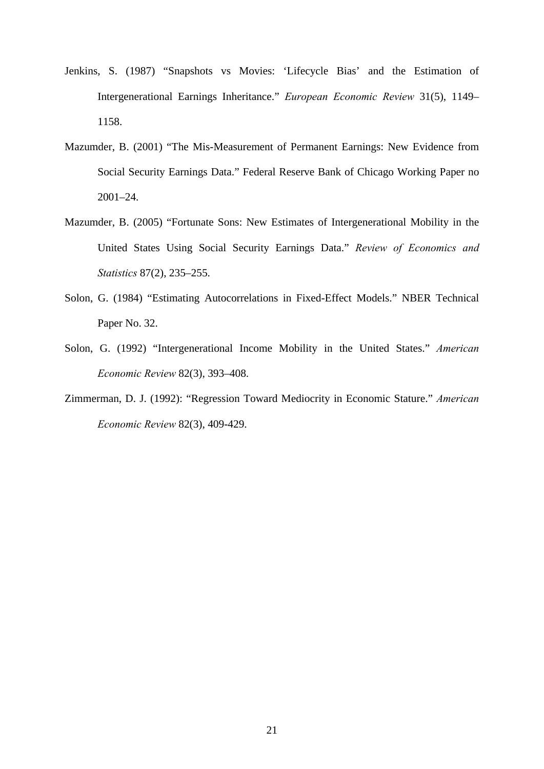Jenkins, S. (1987) "Snapshots vs Movies: 'Lifecycle Bias' and the Estimation of Intergenerational Earnings Inheritance." *European Economic Review* 31(5), 1149–1158.

Mazumder, B. (2001) "The Mis-Measurement of Permanent Earnings: New Evidence from Social Security Earnings Data." Federal Reserve Bank of Chicago Working Paper no 2001–24.

Mazumder, B. (2005) "Fortunate Sons: New Estimates of Intergenerational Mobility in the United States Using Social Security Earnings Data." *Review of Economics and Statistics* 87(2), 235–255.

Solon, G. (1984) "Estimating Autocorrelations in Fixed-Effect Models." NBER Technical Paper No. 32.

Solon, G. (1992) "Intergenerational Income Mobility in the United States." *American Economic Review* 82(3), 393–408.

Zimmerman, D. J. (1992): "Regression Toward Mediocrity in Economic Stature." *American Economic Review* 82(3), 409-429.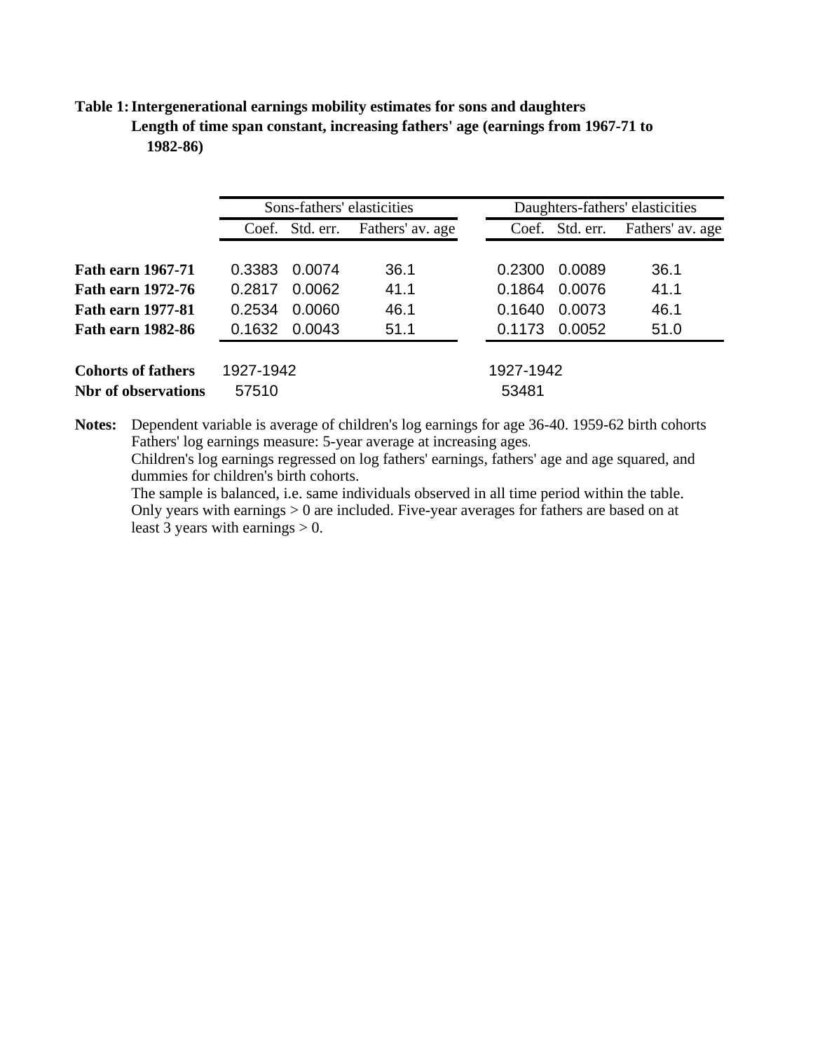**Table 1: Intergenerational earnings mobility estimates for sons and daughters**
**Length of time span constant, increasing fathers' age (earnings from 1967-71 to 1982-86)**

| | Sons-fathers' elasticities | | | Daughters-fathers' elasticities | | |
|---|---|---|---|---|---|---|
| | Coef. | Std. err. | Fathers' av. age | Coef. | Std. err. | Fathers' av. age |
| **Fath earn 1967-71** | 0.3383 | 0.0074 | 36.1 | 0.2300 | 0.0089 | 36.1 |
| **Fath earn 1972-76** | 0.2817 | 0.0062 | 41.1 | 0.1864 | 0.0076 | 41.1 |
| **Fath earn 1977-81** | 0.2534 | 0.0060 | 46.1 | 0.1640 | 0.0073 | 46.1 |
| **Fath earn 1982-86** | 0.1632 | 0.0043 | 51.1 | 0.1173 | 0.0052 | 51.0 |
| **Cohorts of fathers** | 1927-1942 | | | 1927-1942 | | |
| **Nbr of observations** | 57510 | | | 53481 | | |

**Notes:** Dependent variable is average of children's log earnings for age 36-40. 1959-62 birth cohorts
Fathers' log earnings measure: 5-year average at increasing ages.
Children's log earnings regressed on log fathers' earnings, fathers' age and age squared, and dummies for children's birth cohorts.
The sample is balanced, i.e. same individuals observed in all time period within the table.
Only years with earnings > 0 are included. Five-year averages for fathers are based on at least 3 years with earnings > 0.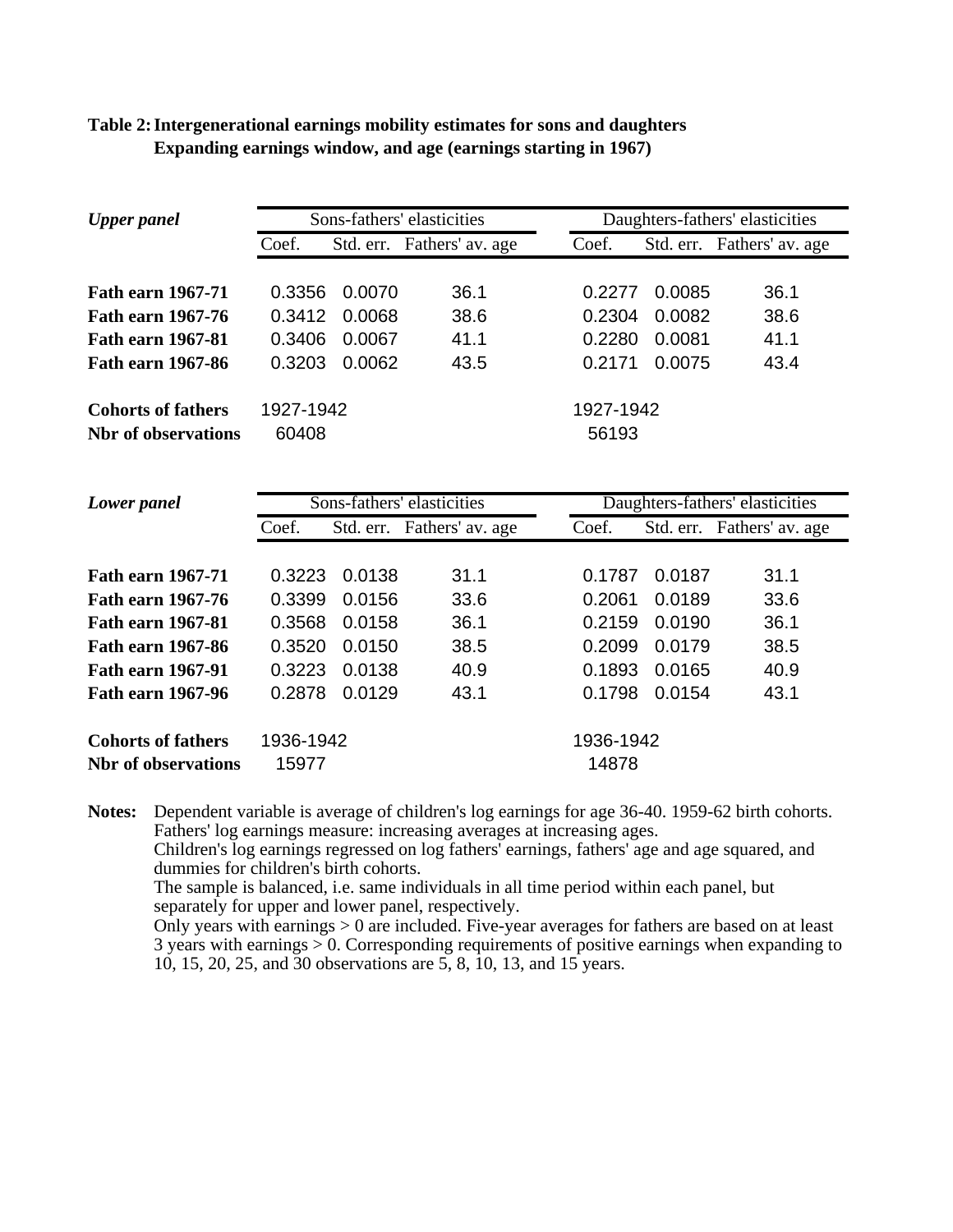**Table 2: Intergenerational earnings mobility estimates for sons and daughters Expanding earnings window, and age (earnings starting in 1967)**

| *Upper panel* | Sons-fathers' elasticities | | | Daughters-fathers' elasticities | | |
|---|---|---|---|---|---|---|
| | Coef. | Std. err. | Fathers' av. age | Coef. | Std. err. | Fathers' av. age |
| **Fath earn 1967-71** | 0.3356 | 0.0070 | 36.1 | 0.2277 | 0.0085 | 36.1 |
| **Fath earn 1967-76** | 0.3412 | 0.0068 | 38.6 | 0.2304 | 0.0082 | 38.6 |
| **Fath earn 1967-81** | 0.3406 | 0.0067 | 41.1 | 0.2280 | 0.0081 | 41.1 |
| **Fath earn 1967-86** | 0.3203 | 0.0062 | 43.5 | 0.2171 | 0.0075 | 43.4 |
| **Cohorts of fathers** | 1927-1942 | | | 1927-1942 | | |
| **Nbr of observations** | 60408 | | | 56193 | | |

| *Lower panel* | Sons-fathers' elasticities | | | Daughters-fathers' elasticities | | |
|---|---|---|---|---|---|---|
| | Coef. | Std. err. | Fathers' av. age | Coef. | Std. err. | Fathers' av. age |
| **Fath earn 1967-71** | 0.3223 | 0.0138 | 31.1 | 0.1787 | 0.0187 | 31.1 |
| **Fath earn 1967-76** | 0.3399 | 0.0156 | 33.6 | 0.2061 | 0.0189 | 33.6 |
| **Fath earn 1967-81** | 0.3568 | 0.0158 | 36.1 | 0.2159 | 0.0190 | 36.1 |
| **Fath earn 1967-86** | 0.3520 | 0.0150 | 38.5 | 0.2099 | 0.0179 | 38.5 |
| **Fath earn 1967-91** | 0.3223 | 0.0138 | 40.9 | 0.1893 | 0.0165 | 40.9 |
| **Fath earn 1967-96** | 0.2878 | 0.0129 | 43.1 | 0.1798 | 0.0154 | 43.1 |
| **Cohorts of fathers** | 1936-1942 | | | 1936-1942 | | |
| **Nbr of observations** | 15977 | | | 14878 | | |

**Notes:** Dependent variable is average of children's log earnings for age 36-40. 1959-62 birth cohorts. Fathers' log earnings measure: increasing averages at increasing ages.
Children's log earnings regressed on log fathers' earnings, fathers' age and age squared, and dummies for children's birth cohorts.
The sample is balanced, i.e. same individuals in all time period within each panel, but separately for upper and lower panel, respectively.
Only years with earnings > 0 are included. Five-year averages for fathers are based on at least 3 years with earnings > 0. Corresponding requirements of positive earnings when expanding to 10, 15, 20, 25, and 30 observations are 5, 8, 10, 13, and 15 years.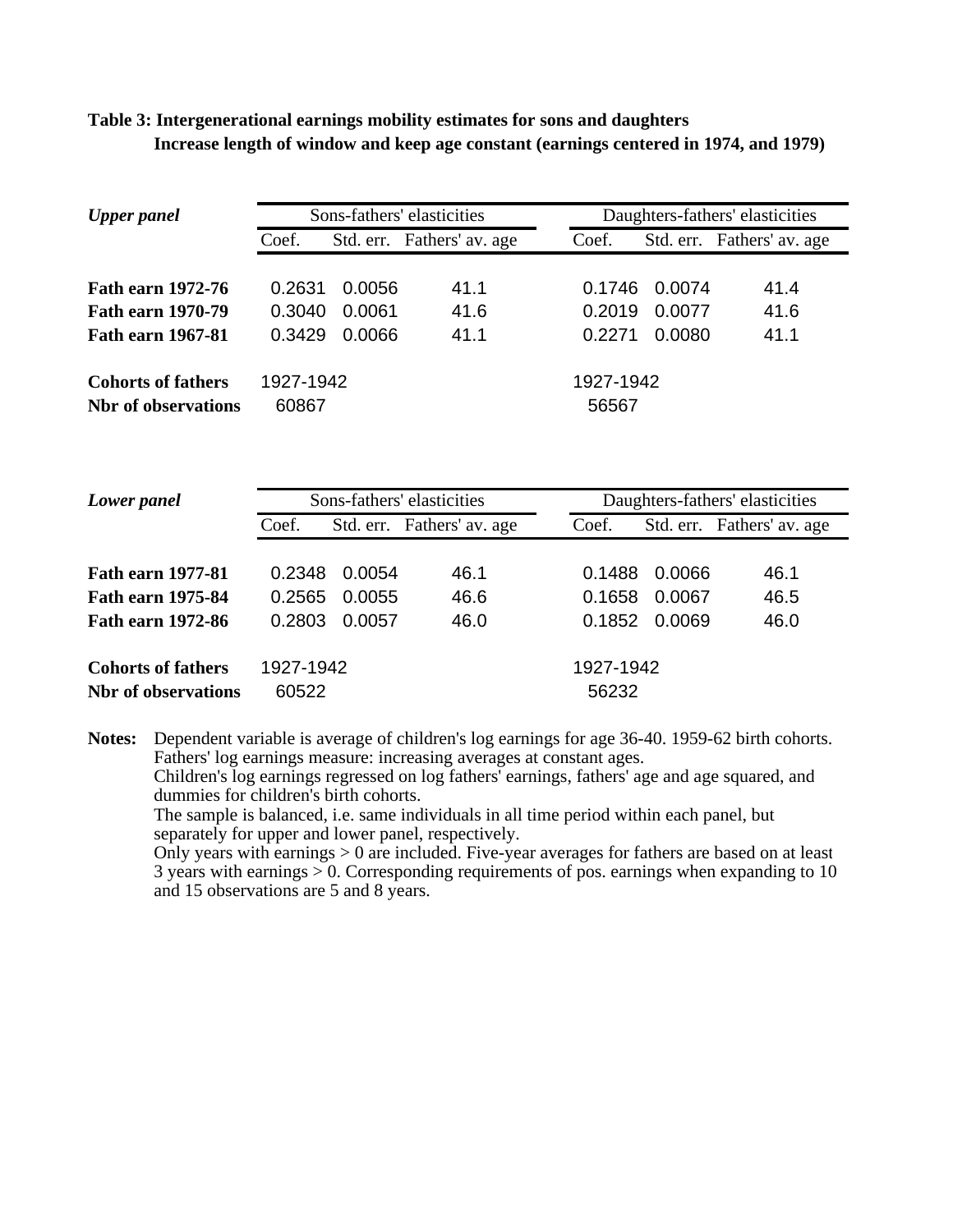**Table 3: Intergenerational earnings mobility estimates for sons and daughters**
**Increase length of window and keep age constant (earnings centered in 1974, and 1979)**

| *Upper panel* | Sons-fathers' elasticities | | | Daughters-fathers' elasticities | | |
|---|---|---|---|---|---|---|
| | Coef. | Std. err. | Fathers' av. age | Coef. | Std. err. | Fathers' av. age |
| **Fath earn 1972-76** | 0.2631 | 0.0056 | 41.1 | 0.1746 | 0.0074 | 41.4 |
| **Fath earn 1970-79** | 0.3040 | 0.0061 | 41.6 | 0.2019 | 0.0077 | 41.6 |
| **Fath earn 1967-81** | 0.3429 | 0.0066 | 41.1 | 0.2271 | 0.0080 | 41.1 |
| **Cohorts of fathers** | 1927-1942 | | | 1927-1942 | | |
| **Nbr of observations** | 60867 | | | 56567 | | |

| *Lower panel* | Sons-fathers' elasticities | | | Daughters-fathers' elasticities | | |
|---|---|---|---|---|---|---|
| | Coef. | Std. err. | Fathers' av. age | Coef. | Std. err. | Fathers' av. age |
| **Fath earn 1977-81** | 0.2348 | 0.0054 | 46.1 | 0.1488 | 0.0066 | 46.1 |
| **Fath earn 1975-84** | 0.2565 | 0.0055 | 46.6 | 0.1658 | 0.0067 | 46.5 |
| **Fath earn 1972-86** | 0.2803 | 0.0057 | 46.0 | 0.1852 | 0.0069 | 46.0 |
| **Cohorts of fathers** | 1927-1942 | | | 1927-1942 | | |
| **Nbr of observations** | 60522 | | | 56232 | | |

**Notes:** Dependent variable is average of children's log earnings for age 36-40. 1959-62 birth cohorts. Fathers' log earnings measure: increasing averages at constant ages.
Children's log earnings regressed on log fathers' earnings, fathers' age and age squared, and dummies for children's birth cohorts.
The sample is balanced, i.e. same individuals in all time period within each panel, but separately for upper and lower panel, respectively.
Only years with earnings > 0 are included. Five-year averages for fathers are based on at least 3 years with earnings > 0. Corresponding requirements of pos. earnings when expanding to 10 and 15 observations are 5 and 8 years.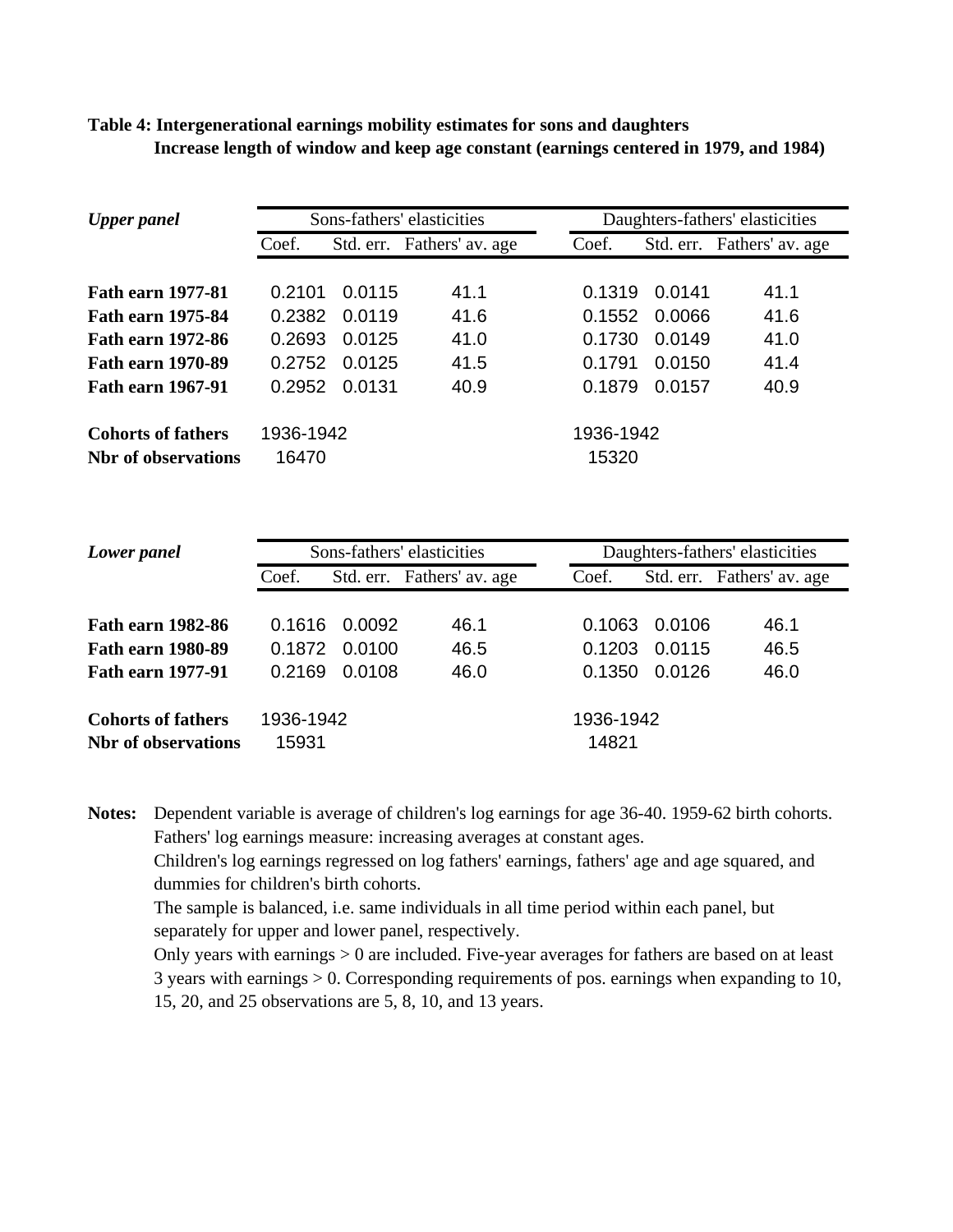**Table 4: Intergenerational earnings mobility estimates for sons and daughters**
**Increase length of window and keep age constant (earnings centered in 1979, and 1984)**

| ***Upper panel*** | Sons-fathers' elasticities | | | Daughters-fathers' elasticities | | |
|---|---|---|---|---|---|---|
| | Coef. | Std. err. | Fathers' av. age | Coef. | Std. err. | Fathers' av. age |
| **Fath earn 1977-81** | 0.2101 | 0.0115 | 41.1 | 0.1319 | 0.0141 | 41.1 |
| **Fath earn 1975-84** | 0.2382 | 0.0119 | 41.6 | 0.1552 | 0.0066 | 41.6 |
| **Fath earn 1972-86** | 0.2693 | 0.0125 | 41.0 | 0.1730 | 0.0149 | 41.0 |
| **Fath earn 1970-89** | 0.2752 | 0.0125 | 41.5 | 0.1791 | 0.0150 | 41.4 |
| **Fath earn 1967-91** | 0.2952 | 0.0131 | 40.9 | 0.1879 | 0.0157 | 40.9 |
| **Cohorts of fathers** | 1936-1942 | | | 1936-1942 | | |
| **Nbr of observations** | 16470 | | | 15320 | | |

| ***Lower panel*** | Sons-fathers' elasticities | | | Daughters-fathers' elasticities | | |
|---|---|---|---|---|---|---|
| | Coef. | Std. err. | Fathers' av. age | Coef. | Std. err. | Fathers' av. age |
| **Fath earn 1982-86** | 0.1616 | 0.0092 | 46.1 | 0.1063 | 0.0106 | 46.1 |
| **Fath earn 1980-89** | 0.1872 | 0.0100 | 46.5 | 0.1203 | 0.0115 | 46.5 |
| **Fath earn 1977-91** | 0.2169 | 0.0108 | 46.0 | 0.1350 | 0.0126 | 46.0 |
| **Cohorts of fathers** | 1936-1942 | | | 1936-1942 | | |
| **Nbr of observations** | 15931 | | | 14821 | | |

**Notes:** Dependent variable is average of children's log earnings for age 36-40. 1959-62 birth cohorts. Fathers' log earnings measure: increasing averages at constant ages.
Children's log earnings regressed on log fathers' earnings, fathers' age and age squared, and dummies for children's birth cohorts.
The sample is balanced, i.e. same individuals in all time period within each panel, but separately for upper and lower panel, respectively.
Only years with earnings > 0 are included. Five-year averages for fathers are based on at least 3 years with earnings > 0. Corresponding requirements of pos. earnings when expanding to 10, 15, 20, and 25 observations are 5, 8, 10, and 13 years.